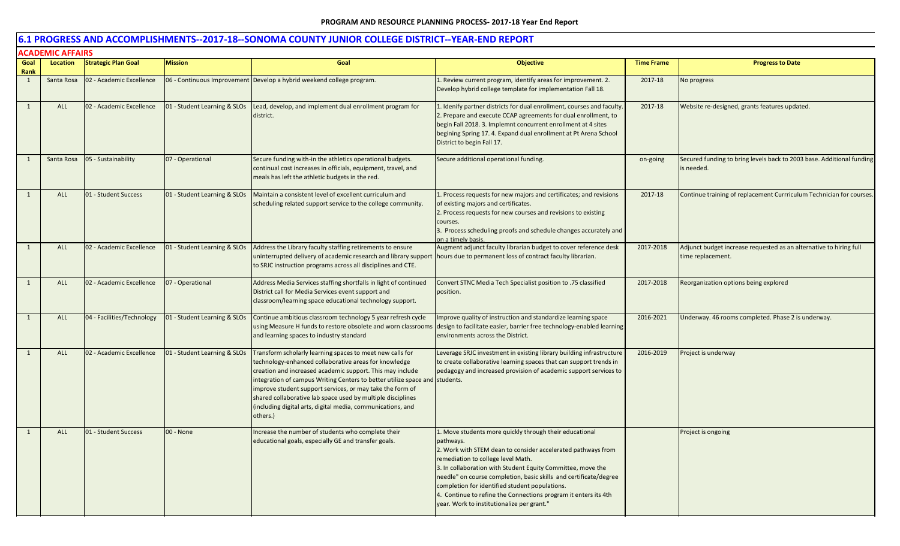## 6.1 PROGRESS AND ACCOMPLISHMENTS--2017-18--SONOMA COUNTY JUNIOR COLLEGE DISTRICT--YEAR-END REPORT

### ACADEMIC AFFAIRS

| Goal Rank | Location | Strategic Plan Goal | Mission | Goal | Objective | Time Frame | Progress to Date |
|---|---|---|---|---|---|---|---|
| 1 | Santa Rosa | 02 - Academic Excellence | 06 - Continuous Improvement | Develop a hybrid weekend college program. | 1. Review current program, identify areas for improvement. 2. Develop hybrid college template for implementation Fall 18. | 2017-18 | No progress |
| 1 | ALL | 02 - Academic Excellence | 01 - Student Learning & SLOs | Lead, develop, and implement dual enrollment program for district. | 1. Idenify partner districts for dual enrollment, courses and faculty. 2. Prepare and execute CCAP agreements for dual enrollment, to begin Fall 2018. 3. Implemnt concurrent enrollment at 4 sites begining Spring 17. 4. Expand dual enrollment at Pt Arena School District to begin Fall 17. | 2017-18 | Website re-designed, grants features updated. |
| 1 | Santa Rosa | 05 - Sustainability | 07 - Operational | Secure funding with-in the athletics operational budgets. continual cost increases in officials, equipment, travel, and meals has left the athletic budgets in the red. | Secure additional operational funding. | on-going | Secured funding to bring levels back to 2003 base. Additional funding is needed. |
| 1 | ALL | 01 - Student Success | 01 - Student Learning & SLOs | Maintain a consistent level of excellent curriculum and scheduling related support service to the college community. | 1. Process requests for new majors and certificates; and revisions of existing majors and certificates.<br>2. Process requests for new courses and revisions to existing courses.<br>3. Process scheduling proofs and schedule changes accurately and on a timely basis. | 2017-18 | Continue training of replacement Currriculum Technician for courses. |
| 1 | ALL | 02 - Academic Excellence | 01 - Student Learning & SLOs | Address the Library faculty staffing retirements to ensure uninterrupted delivery of academic research and library support to SRJC instruction programs across all disciplines and CTE. | Augment adjunct faculty librarian budget to cover reference desk hours due to permanent loss of contract faculty librarian. | 2017-2018 | Adjunct budget increase requested as an alternative to hiring full time replacement. |
| 1 | ALL | 02 - Academic Excellence | 07 - Operational | Address Media Services staffing shortfalls in light of continued District call for Media Services event support and classroom/learning space educational technology support. | Convert STNC Media Tech Specialist position to .75 classified position. | 2017-2018 | Reorganization options being explored |
| 1 | ALL | 04 - Facilities/Technology | 01 - Student Learning & SLOs | Continue ambitious classroom technology 5 year refresh cycle using Measure H funds to restore obsolete and worn classrooms and learning spaces to industry standard | Improve quality of instruction and standardize learning space design to facilitate easier, barrier free technology-enabled learning environments across the District. | 2016-2021 | Underway. 46 rooms completed. Phase 2 is underway. |
| 1 | ALL | 02 - Academic Excellence | 01 - Student Learning & SLOs | Transform scholarly learning spaces to meet new calls for technology-enhanced collaborative areas for knowledge creation and increased academic support. This may include integration of campus Writing Centers to better utilize space and improve student support services, or may take the form of shared collaborative lab space used by multiple disciplines (including digital arts, digital media, communications, and others.) | Leverage SRJC investment in existing library building infrastructure to create collaborative learning spaces that can support trends in pedagogy and increased provision of academic support services to students. | 2016-2019 | Project is underway |
| 1 | ALL | 01 - Student Success | 00 - None | Increase the number of students who complete their educational goals, especially GE and transfer goals. | 1. Move students more quickly through their educational pathways.<br>2. Work with STEM dean to consider accelerated pathways from remediation to college level Math.<br>3. In collaboration with Student Equity Committee, move the needle" on course completion, basic skills and certificate/degree completion for identified student populations.<br>4. Continue to refine the Connections program it enters its 4th year. Work to institutionalize per grant." | | Project is ongoing |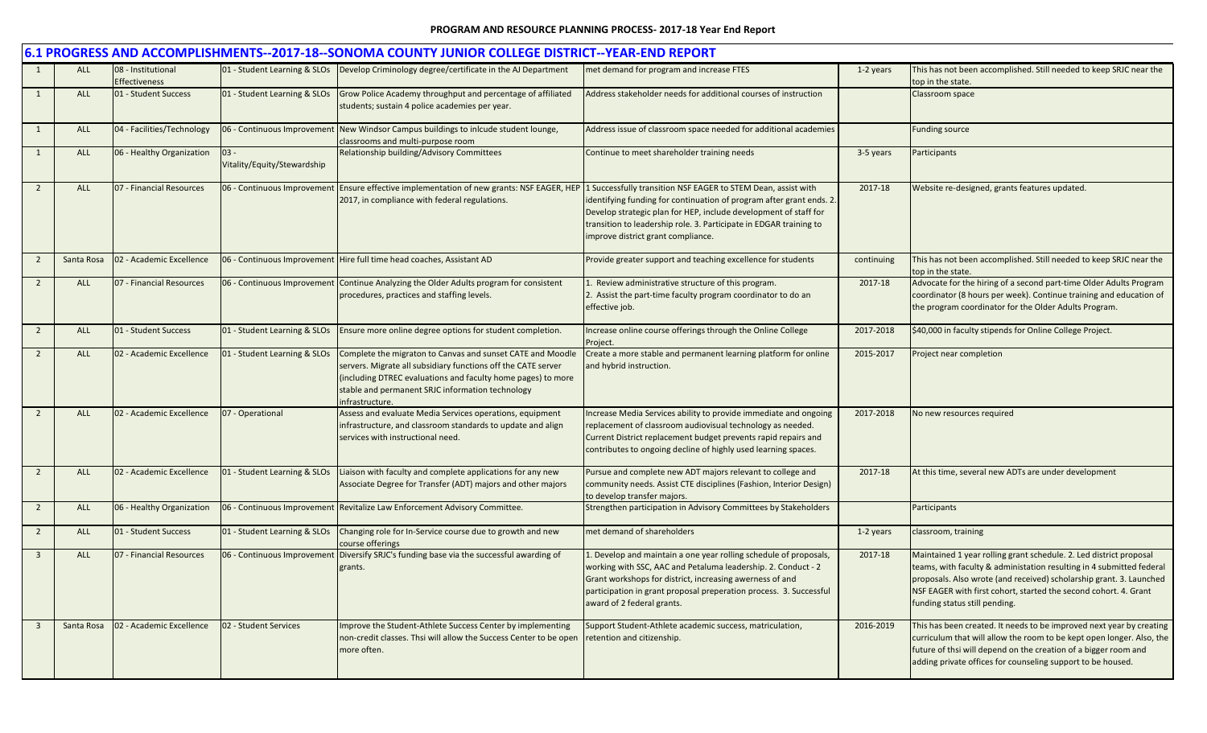## 6.1 PROGRESS AND ACCOMPLISHMENTS--2017-18--SONOMA COUNTY JUNIOR COLLEGE DISTRICT--YEAR-END REPORT

| | | | | | | | |
|---|---|---|---|---|---|---|---|
| 1 | ALL | 08 - Institutional Effectiveness | 01 - Student Learning & SLOs | Develop Criminology degree/certificate in the AJ Department | met demand for program and increase FTES | 1-2 years | This has not been accomplished. Still needed to keep SRJC near the top in the state. |
| 1 | ALL | 01 - Student Success | 01 - Student Learning & SLOs | Grow Police Academy throughput and percentage of affiliated students; sustain 4 police academies per year. | Address stakeholder needs for additional courses of instruction | | Classroom space |
| 1 | ALL | 04 - Facilities/Technology | 06 - Continuous Improvement | New Windsor Campus buildings to inlcude student lounge, classrooms and multi-purpose room | Address issue of classroom space needed for additional academies | | Funding source |
| 1 | ALL | 06 - Healthy Organization | 03 - Vitality/Equity/Stewardship | Relationship building/Advisory Committees | Continue to meet shareholder training needs | 3-5 years | Participants |
| 2 | ALL | 07 - Financial Resources | 06 - Continuous Improvement | Ensure effective implementation of new grants: NSF EAGER, HEP 2017, in compliance with federal regulations. | 1 Successfully transition NSF EAGER to STEM Dean, assist with identifying funding for continuation of program after grant ends. 2. Develop strategic plan for HEP, include development of staff for transition to leadership role. 3. Participate in EDGAR training to improve district grant compliance. | 2017-18 | Website re-designed, grants features updated. |
| 2 | Santa Rosa | 02 - Academic Excellence | 06 - Continuous Improvement | Hire full time head coaches, Assistant AD | Provide greater support and teaching excellence for students | continuing | This has not been accomplished. Still needed to keep SRJC near the top in the state. |
| 2 | ALL | 07 - Financial Resources | 06 - Continuous Improvement | Continue Analyzing the Older Adults program for consistent procedures, practices and staffing levels. | 1. Review administrative structure of this program. 2. Assist the part-time faculty program coordinator to do an effective job. | 2017-18 | Advocate for the hiring of a second part-time Older Adults Program coordinator (8 hours per week). Continue training and education of the program coordinator for the Older Adults Program. |
| 2 | ALL | 01 - Student Success | 01 - Student Learning & SLOs | Ensure more online degree options for student completion. | Increase online course offerings through the Online College Project. | 2017-2018 | $40,000 in faculty stipends for Online College Project. |
| 2 | ALL | 02 - Academic Excellence | 01 - Student Learning & SLOs | Complete the migraton to Canvas and sunset CATE and Moodle servers. Migrate all subsidiary functions off the CATE server (including DTREC evaluations and faculty home pages) to more stable and permanent SRJC information technology infrastructure. | Create a more stable and permanent learning platform for online and hybrid instruction. | 2015-2017 | Project near completion |
| 2 | ALL | 02 - Academic Excellence | 07 - Operational | Assess and evaluate Media Services operations, equipment infrastructure, and classroom standards to update and align services with instructional need. | Increase Media Services ability to provide immediate and ongoing replacement of classroom audiovisual technology as needed. Current District replacement budget prevents rapid repairs and contributes to ongoing decline of highly used learning spaces. | 2017-2018 | No new resources required |
| 2 | ALL | 02 - Academic Excellence | 01 - Student Learning & SLOs | Liaison with faculty and complete applications for any new Associate Degree for Transfer (ADT) majors and other majors | Pursue and complete new ADT majors relevant to college and community needs. Assist CTE disciplines (Fashion, Interior Design) to develop transfer majors. | 2017-18 | At this time, several new ADTs are under development |
| 2 | ALL | 06 - Healthy Organization | 06 - Continuous Improvement | Revitalize Law Enforcement Advisory Committee. | Strengthen participation in Advisory Committees by Stakeholders | | Participants |
| 2 | ALL | 01 - Student Success | 01 - Student Learning & SLOs | Changing role for In-Service course due to growth and new course offerings | met demand of shareholders | 1-2 years | classroom, training |
| 3 | ALL | 07 - Financial Resources | 06 - Continuous Improvement | Diversify SRJC's funding base via the successful awarding of grants. | 1. Develop and maintain a one year rolling schedule of proposals, working with SSC, AAC and Petaluma leadership. 2. Conduct - 2 Grant workshops for district, increasing awerness of and participation in grant proposal preperation process. 3. Successful award of 2 federal grants. | 2017-18 | Maintained 1 year rolling grant schedule. 2. Led district proposal teams, with faculty & administation resulting in 4 submitted federal proposals. Also wrote (and received) scholarship grant. 3. Launched NSF EAGER with first cohort, started the second cohort. 4. Grant funding status still pending. |
| 3 | Santa Rosa | 02 - Academic Excellence | 02 - Student Services | Improve the Student-Athlete Success Center by implementing non-credit classes. Thsi will allow the Success Center to be open more often. | Support Student-Athlete academic success, matriculation, retention and citizenship. | 2016-2019 | This has been created. It needs to be improved next year by creating curriculum that will allow the room to be kept open longer. Also, the future of thsi will depend on the creation of a bigger room and adding private offices for counseling support to be housed. |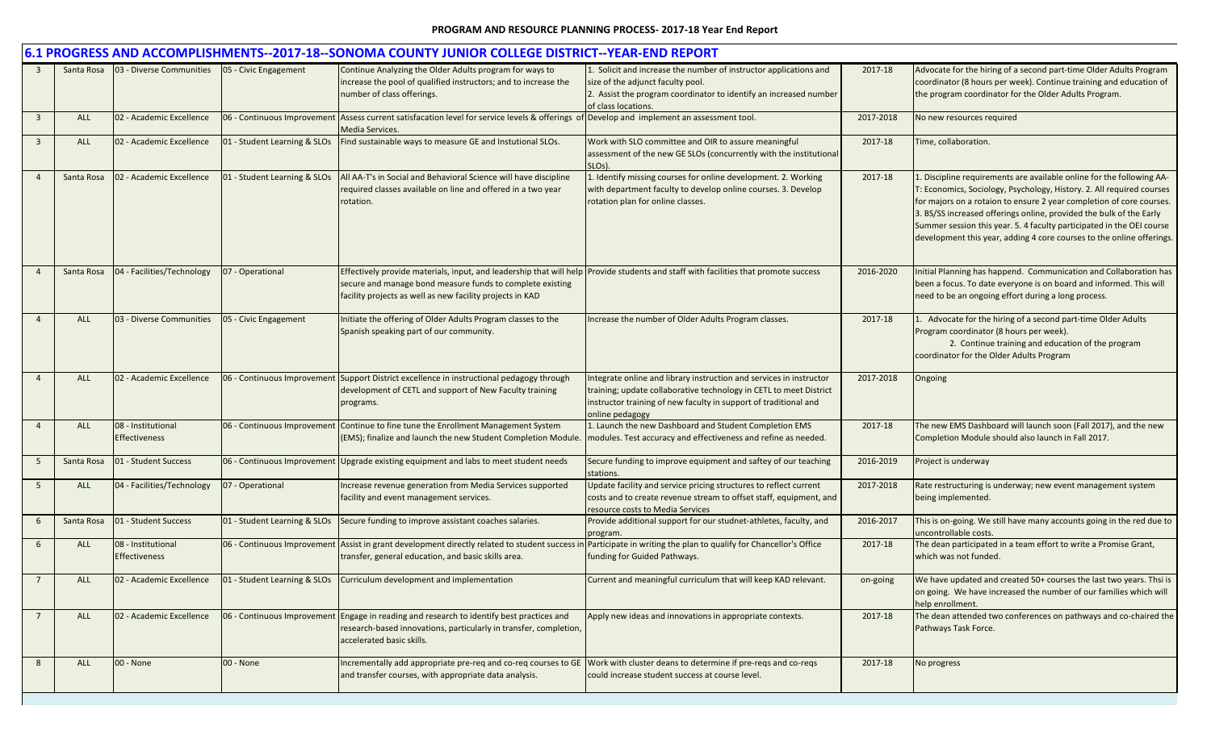**PROGRAM AND RESOURCE PLANNING PROCESS- 2017-18 Year End Report**

## 6.1 PROGRESS AND ACCOMPLISHMENTS--2017-18--SONOMA COUNTY JUNIOR COLLEGE DISTRICT--YEAR-END REPORT

| | | | | | | | |
|---|---|---|---|---|---|---|---|
| 3 | Santa Rosa | 03 - Diverse Communities | 05 - Civic Engagement | Continue Analyzing the Older Adults program for ways to increase the pool of qualified instructors; and to increase the number of class offerings. | 1. Solicit and increase the number of instructor applications and size of the adjunct faculty pool. 2. Assist the program coordinator to identify an increased number of class locations. | 2017-18 | Advocate for the hiring of a second part-time Older Adults Program coordinator (8 hours per week). Continue training and education of the program coordinator for the Older Adults Program. |
| 3 | ALL | 02 - Academic Excellence | 06 - Continuous Improvement | Assess current satisfacation level for service levels & offerings of Media Services. | Develop and implement an assessment tool. | 2017-2018 | No new resources required |
| 3 | ALL | 02 - Academic Excellence | 01 - Student Learning & SLOs | Find sustainable ways to measure GE and Instutional SLOs. | Work with SLO committee and OIR to assure meaningful assessment of the new GE SLOs (concurrently with the institutional SLOs). | 2017-18 | Time, collaboration. |
| 4 | Santa Rosa | 02 - Academic Excellence | 01 - Student Learning & SLOs | All AA-T's in Social and Behavioral Science will have discipline required classes available on line and offered in a two year rotation. | 1. Identify missing courses for online development. 2. Working with department faculty to develop online courses. 3. Develop rotation plan for online classes. | 2017-18 | 1. Discipline requirements are available online for the following AA-T: Economics, Sociology, Psychology, History. 2. All required courses for majors on a rotaion to ensure 2 year completion of core courses. 3. BS/SS increased offerings online, provided the bulk of the Early Summer session this year. 5. 4 faculty participated in the OEI course development this year, adding 4 core courses to the online offerings. |
| 4 | Santa Rosa | 04 - Facilities/Technology | 07 - Operational | Effectively provide materials, input, and leadership that will help secure and manage bond measure funds to complete existing facility projects as well as new facility projects in KAD | Provide students and staff with facilities that promote success | 2016-2020 | Initial Planning has happend. Communication and Collaboration has been a focus. To date everyone is on board and informed. This will need to be an ongoing effort during a long process. |
| 4 | ALL | 03 - Diverse Communities | 05 - Civic Engagement | Initiate the offering of Older Adults Program classes to the Spanish speaking part of our community. | Increase the number of Older Adults Program classes. | 2017-18 | 1. Advocate for the hiring of a second part-time Older Adults Program coordinator (8 hours per week). 2. Continue training and education of the program coordinator for the Older Adults Program |
| 4 | ALL | 02 - Academic Excellence | 06 - Continuous Improvement | Support District excellence in instructional pedagogy through development of CETL and support of New Faculty training programs. | Integrate online and library instruction and services in instructor training; update collaborative technology in CETL to meet District instructor training of new faculty in support of traditional and online pedagogy | 2017-2018 | Ongoing |
| 4 | ALL | 08 - Institutional Effectiveness | 06 - Continuous Improvement | Continue to fine tune the Enrollment Management System (EMS); finalize and launch the new Student Completion Module. | 1. Launch the new Dashboard and Student Completion EMS modules. Test accuracy and effectiveness and refine as needed. | 2017-18 | The new EMS Dashboard will launch soon (Fall 2017), and the new Completion Module should also launch in Fall 2017. |
| 5 | Santa Rosa | 01 - Student Success | 06 - Continuous Improvement | Upgrade existing equipment and labs to meet student needs | Secure funding to improve equipment and saftey of our teaching stations. | 2016-2019 | Project is underway |
| 5 | ALL | 04 - Facilities/Technology | 07 - Operational | Increase revenue generation from Media Services supported facility and event management services. | Update facility and service pricing structures to reflect current costs and to create revenue stream to offset staff, equipment, and resource costs to Media Services | 2017-2018 | Rate restructuring is underway; new event management system being implemented. |
| 6 | Santa Rosa | 01 - Student Success | 01 - Student Learning & SLOs | Secure funding to improve assistant coaches salaries. | Provide additional support for our studnet-athletes, faculty, and program. | 2016-2017 | This is on-going. We still have many accounts going in the red due to uncontrollable costs. |
| 6 | ALL | 08 - Institutional Effectiveness | 06 - Continuous Improvement | Assist in grant development directly related to student success in transfer, general education, and basic skills area. | Participate in writing the plan to qualify for Chancellor's Office funding for Guided Pathways. | 2017-18 | The dean participated in a team effort to write a Promise Grant, which was not funded. |
| 7 | ALL | 02 - Academic Excellence | 01 - Student Learning & SLOs | Curriculum development and implementation | Current and meaningful curriculum that will keep KAD relevant. | on-going | We have updated and created 50+ courses the last two years. Thsi is on going. We have increased the number of our families which will help enrollment. |
| 7 | ALL | 02 - Academic Excellence | 06 - Continuous Improvement | Engage in reading and research to identify best practices and research-based innovations, particularly in transfer, completion, accelerated basic skills. | Apply new ideas and innovations in appropriate contexts. | 2017-18 | The dean attended two conferences on pathways and co-chaired the Pathways Task Force. |
| 8 | ALL | 00 - None | 00 - None | Incrementally add appropriate pre-req and co-req courses to GE and transfer courses, with appropriate data analysis. | Work with cluster deans to determine if pre-reqs and co-reqs could increase student success at course level. | 2017-18 | No progress |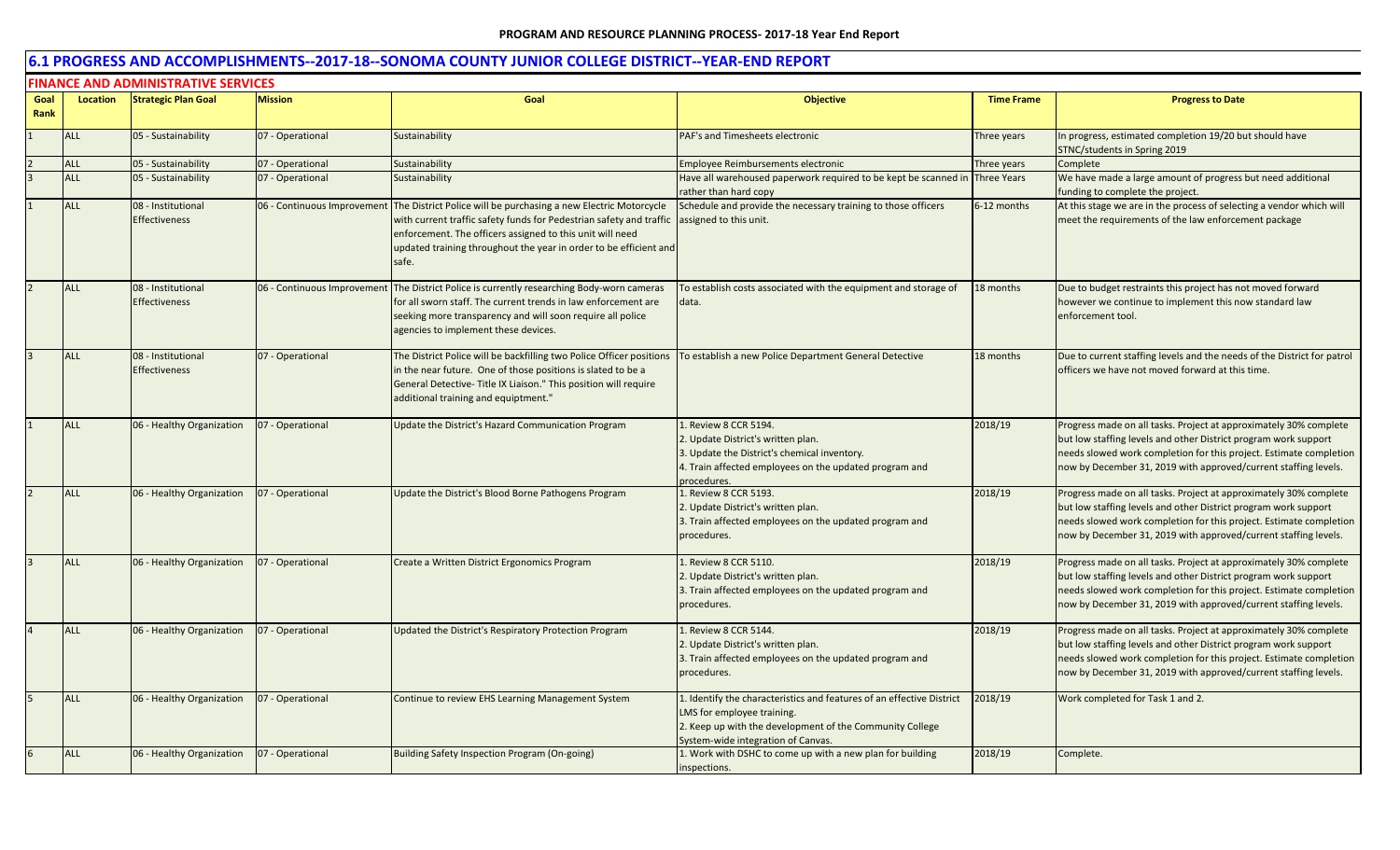## 6.1 PROGRESS AND ACCOMPLISHMENTS--2017-18--SONOMA COUNTY JUNIOR COLLEGE DISTRICT--YEAR-END REPORT

### FINANCE AND ADMINISTRATIVE SERVICES

| Goal Rank | Location | Strategic Plan Goal | Mission | Goal | Objective | Time Frame | Progress to Date |
|---|---|---|---|---|---|---|---|
| 1 | ALL | 05 - Sustainability | 07 - Operational | Sustainability | PAF's and Timesheets electronic | Three years | In progress, estimated completion 19/20 but should have STNC/students in Spring 2019 |
| 2 | ALL | 05 - Sustainability | 07 - Operational | Sustainability | Employee Reimbursements electronic | Three years | Complete |
| 3 | ALL | 05 - Sustainability | 07 - Operational | Sustainability | Have all warehoused paperwork required to be kept be scanned in rather than hard copy | Three Years | We have made a large amount of progress but need additional funding to complete the project. |
| 1 | ALL | 08 - Institutional Effectiveness | 06 - Continuous Improvement | The District Police will be purchasing a new Electric Motorcycle with current traffic safety funds for Pedestrian safety and traffic enforcement. The officers assigned to this unit will need updated training throughout the year in order to be efficient and safe. | Schedule and provide the necessary training to those officers assigned to this unit. | 6-12 months | At this stage we are in the process of selecting a vendor which will meet the requirements of the law enforcement package |
| 2 | ALL | 08 - Institutional Effectiveness | 06 - Continuous Improvement | The District Police is currently researching Body-worn cameras for all sworn staff. The current trends in law enforcement are seeking more transparency and will soon require all police agencies to implement these devices. | To establish costs associated with the equipment and storage of data. | 18 months | Due to budget restraints this project has not moved forward however we continue to implement this now standard law enforcement tool. |
| 3 | ALL | 08 - Institutional Effectiveness | 07 - Operational | The District Police will be backfilling two Police Officer positions in the near future. One of those positions is slated to be a General Detective- Title IX Liaison." This position will require additional training and equiptment." | To establish a new Police Department General Detective | 18 months | Due to current staffing levels and the needs of the District for patrol officers we have not moved forward at this time. |
| 1 | ALL | 06 - Healthy Organization | 07 - Operational | Update the District's Hazard Communication Program | 1. Review 8 CCR 5194.<br>2. Update District's written plan.<br>3. Update the District's chemical inventory.<br>4. Train affected employees on the updated program and procedures. | 2018/19 | Progress made on all tasks. Project at approximately 30% complete but low staffing levels and other District program work support needs slowed work completion for this project. Estimate completion now by December 31, 2019 with approved/current staffing levels. |
| 2 | ALL | 06 - Healthy Organization | 07 - Operational | Update the District's Blood Borne Pathogens Program | 1. Review 8 CCR 5193.<br>2. Update District's written plan.<br>3. Train affected employees on the updated program and procedures. | 2018/19 | Progress made on all tasks. Project at approximately 30% complete but low staffing levels and other District program work support needs slowed work completion for this project. Estimate completion now by December 31, 2019 with approved/current staffing levels. |
| 3 | ALL | 06 - Healthy Organization | 07 - Operational | Create a Written District Ergonomics Program | 1. Review 8 CCR 5110.<br>2. Update District's written plan.<br>3. Train affected employees on the updated program and procedures. | 2018/19 | Progress made on all tasks. Project at approximately 30% complete but low staffing levels and other District program work support needs slowed work completion for this project. Estimate completion now by December 31, 2019 with approved/current staffing levels. |
| 4 | ALL | 06 - Healthy Organization | 07 - Operational | Updated the District's Respiratory Protection Program | 1. Review 8 CCR 5144.<br>2. Update District's written plan.<br>3. Train affected employees on the updated program and procedures. | 2018/19 | Progress made on all tasks. Project at approximately 30% complete but low staffing levels and other District program work support needs slowed work completion for this project. Estimate completion now by December 31, 2019 with approved/current staffing levels. |
| 5 | ALL | 06 - Healthy Organization | 07 - Operational | Continue to review EHS Learning Management System | 1. Identify the characteristics and features of an effective District LMS for employee training.<br>2. Keep up with the development of the Community College System-wide integration of Canvas. | 2018/19 | Work completed for Task 1 and 2. |
| 6 | ALL | 06 - Healthy Organization | 07 - Operational | Building Safety Inspection Program (On-going) | 1. Work with DSHC to come up with a new plan for building inspections. | 2018/19 | Complete. |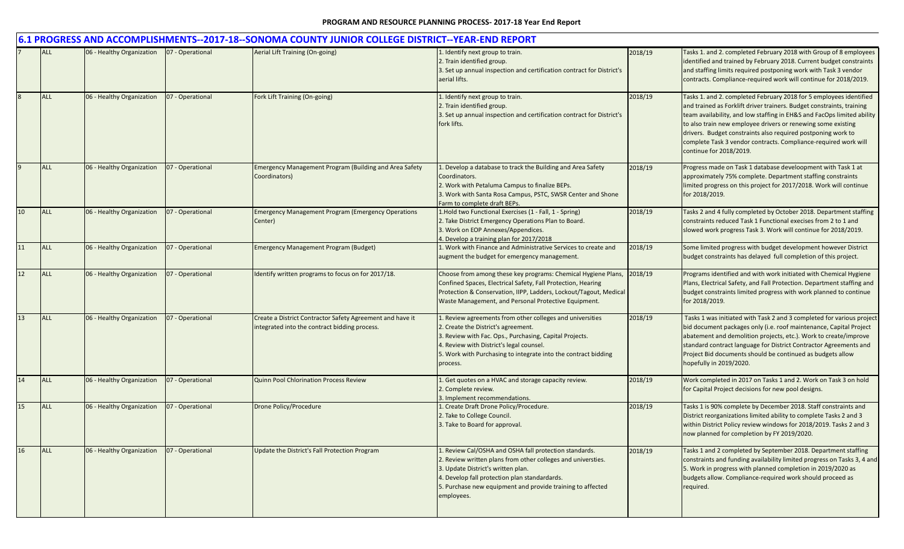## 6.1 PROGRESS AND ACCOMPLISHMENTS--2017-18--SONOMA COUNTY JUNIOR COLLEGE DISTRICT--YEAR-END REPORT

| | | | | | | | |
|---|---|---|---|---|---|---|---|
| 7 | ALL | 06 - Healthy Organization | 07 - Operational | Aerial Lift Training (On-going) | 1. Identify next group to train.<br>2. Train identified group.<br>3. Set up annual inspection and certification contract for District's aerial lifts. | 2018/19 | Tasks 1. and 2. completed February 2018 with Group of 8 employees identified and trained by February 2018. Current budget constraints and staffing limits required postponing work with Task 3 vendor contracts. Compliance-required work will continue for 2018/2019. |
| 8 | ALL | 06 - Healthy Organization | 07 - Operational | Fork Lift Training (On-going) | 1. Identify next group to train.<br>2. Train identified group.<br>3. Set up annual inspection and certification contract for District's fork lifts. | 2018/19 | Tasks 1. and 2. completed February 2018 for 5 employees identified and trained as Forklift driver trainers. Budget constraints, training team availability, and low staffing in EH&S and FacOps limited ability to also train new employee drivers or renewing some existing drivers. Budget constraints also required postponing work to complete Task 3 vendor contracts. Compliance-required work will continue for 2018/2019. |
| 9 | ALL | 06 - Healthy Organization | 07 - Operational | Emergency Management Program (Building and Area Safety Coordinators) | 1. Develop a database to track the Building and Area Safety Coordinators.<br>2. Work with Petaluma Campus to finalize BEPs.<br>3. Work with Santa Rosa Campus, PSTC, SWSR Center and Shone Farm to complete draft BEPs. | 2018/19 | Progress made on Task 1 database develoopment with Task 1 at approximately 75% complete. Department staffing constraints limited progress on this project for 2017/2018. Work will continue for 2018/2019. |
| 10 | ALL | 06 - Healthy Organization | 07 - Operational | Emergency Management Program (Emergency Operations Center) | 1.Hold two Functional Exercises (1 - Fall, 1 - Spring)<br>2. Take District Emergency Operations Plan to Board.<br>3. Work on EOP Annexes/Appendices.<br>4. Develop a training plan for 2017/2018 | 2018/19 | Tasks 2 and 4 fully completed by October 2018. Department staffing constraints reduced Task 1 Functional execises from 2 to 1 and slowed work progress Task 3. Work will continue for 2018/2019. |
| 11 | ALL | 06 - Healthy Organization | 07 - Operational | Emergency Management Program (Budget) | 1. Work with Finance and Administrative Services to create and augment the budget for emergency management. | 2018/19 | Some limited progress with budget development however District budget constraints has delayed full completion of this project. |
| 12 | ALL | 06 - Healthy Organization | 07 - Operational | Identify written programs to focus on for 2017/18. | Choose from among these key programs: Chemical Hygiene Plans, Confined Spaces, Electrical Safety, Fall Protection, Hearing Protection & Conservation, IIPP, Ladders, Lockout/Tagout, Medical Waste Management, and Personal Protective Equipment. | 2018/19 | Programs identified and with work initiated with Chemical Hygiene Plans, Electrical Safety, and Fall Protection. Department staffing and budget constraints limited progress with work planned to continue for 2018/2019. |
| 13 | ALL | 06 - Healthy Organization | 07 - Operational | Create a District Contractor Safety Agreement and have it integrated into the contract bidding process. | 1. Review agreements from other colleges and universities<br>2. Create the District's agreement.<br>3. Review with Fac. Ops., Purchasing, Capital Projects.<br>4. Review with District's legal counsel.<br>5. Work with Purchasing to integrate into the contract bidding process. | 2018/19 | Tasks 1 was initiated with Task 2 and 3 completed for various project bid document packages only (i.e. roof maintenance, Capital Project abatement and demolition projects, etc.). Work to create/improve standard contract language for District Contractor Agreements and Project Bid documents should be continued as budgets allow hopefully in 2019/2020. |
| 14 | ALL | 06 - Healthy Organization | 07 - Operational | Quinn Pool Chlorination Process Review | 1. Get quotes on a HVAC and storage capacity review.<br>2. Complete review.<br>3. Implement recommendations. | 2018/19 | Work completed in 2017 on Tasks 1 and 2. Work on Task 3 on hold for Capital Project decisions for new pool designs. |
| 15 | ALL | 06 - Healthy Organization | 07 - Operational | Drone Policy/Procedure | 1. Create Draft Drone Policy/Procedure.<br>2. Take to College Council.<br>3. Take to Board for approval. | 2018/19 | Tasks 1 is 90% complete by December 2018. Staff constraints and District reorganizations limited ability to complete Tasks 2 and 3 within District Policy review windows for 2018/2019. Tasks 2 and 3 now planned for completion by FY 2019/2020. |
| 16 | ALL | 06 - Healthy Organization | 07 - Operational | Update the District's Fall Protection Program | 1. Review Cal/OSHA and OSHA fall protection standards.<br>2. Review written plans from other colleges and universities.<br>3. Update District's written plan.<br>4. Develop fall protection plan standardards.<br>5. Purchase new equipment and provide training to affected employees. | 2018/19 | Tasks 1 and 2 completed by September 2018. Department staffing constraints and funding availability limited progress on Tasks 3, 4 and 5. Work in progress with planned completion in 2019/2020 as budgets allow. Compliance-required work should proceed as required. |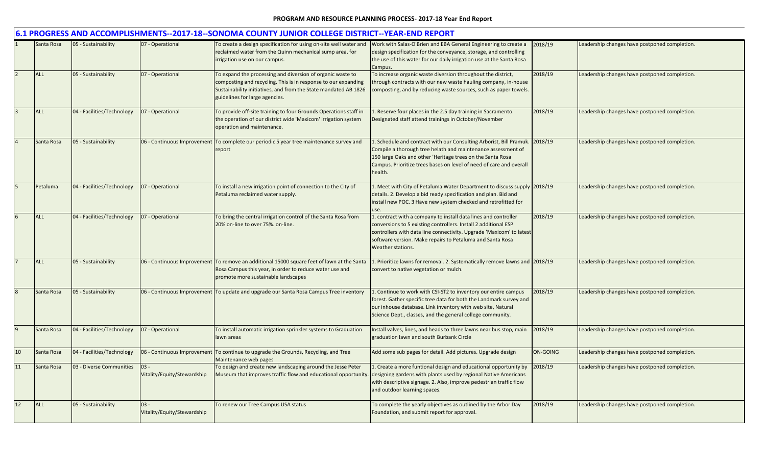## 6.1 PROGRESS AND ACCOMPLISHMENTS--2017-18--SONOMA COUNTY JUNIOR COLLEGE DISTRICT--YEAR-END REPORT

| | | | | | | | |
|---|---|---|---|---|---|---|---|
| 1 | Santa Rosa | 05 - Sustainability | 07 - Operational | To create a design specification for using on-site well water and reclaimed water from the Quinn mechanical sump area, for irrigation use on our campus. | Work with Salas-O'Brien and EBA General Engineering to create a design specification for the conveyance, storage, and controlling the use of this water for our daily irrigation use at the Santa Rosa Campus. | 2018/19 | Leadership changes have postponed completion. |
| 2 | ALL | 05 - Sustainability | 07 - Operational | To expand the processing and diversion of organic waste to composting and recycling. This is in response to our expanding Sustainability initiatives, and from the State mandated AB 1826 guidelines for large agencies. | To increase organic waste diversion throughout the district, through contracts with our new waste hauling company, in-house composting, and by reducing waste sources, such as paper towels. | 2018/19 | Leadership changes have postponed completion. |
| 3 | ALL | 04 - Facilities/Technology | 07 - Operational | To provide off-site training to four Grounds Operations staff in the operation of our district wide 'Maxicom' irrigation system operation and maintenance. | 1. Reserve four places in the 2.5 day training in Sacramento. Designated staff attend trainings in October/November | 2018/19 | Leadership changes have postponed completion. |
| 4 | Santa Rosa | 05 - Sustainability | 06 - Continuous Improvement | To complete our periodic 5 year tree maintenance survey and report | 1. Schedule and contract with our Consulting Arborist, Bill Pramuk. Compile a thorough tree helath and maintenance assessment of 150 large Oaks and other 'Heritage trees on the Santa Rosa Campus. Prioritize trees bases on level of need of care and overall health. | 2018/19 | Leadership changes have postponed completion. |
| 5 | Petaluma | 04 - Facilities/Technology | 07 - Operational | To install a new irrigation point of connection to the City of Petaluma reclaimed water supply. | 1. Meet with City of Petaluma Water Department to discuss supply details. 2. Develop a bid ready specification and plan. Bid and install new POC. 3 Have new system checked and retrofitted for use. | 2018/19 | Leadership changes have postponed completion. |
| 6 | ALL | 04 - Facilities/Technology | 07 - Operational | To bring the central irrigation control of the Santa Rosa from 20% on-line to over 75%. on-line. | 1. contract with a company to install data lines and controller conversions to 5 existing controllers. Install 2 additional ESP controllers with data line connectivity. Upgrade 'Maxicom' to latest software version. Make repairs to Petaluma and Santa Rosa Weather stations. | 2018/19 | Leadership changes have postponed completion. |
| 7 | ALL | 05 - Sustainability | 06 - Continuous Improvement | To remove an additional 15000 square feet of lawn at the Santa Rosa Campus this year, in order to reduce water use and promote more sustainable landscapes | 1. Prioritize lawns for removal. 2. Systematically remove lawns and convert to native vegetation or mulch. | 2018/19 | Leadership changes have postponed completion. |
| 8 | Santa Rosa | 05 - Sustainability | 06 - Continuous Improvement | To update and upgrade our Santa Rosa Campus Tree inventory | 1. Continue to work with CSI-ST2 to inventory our entire campus forest. Gather specific tree data for both the Landmark survey and our inhouse database. Link inventory with web site, Natural Science Dept., classes, and the general college community. | 2018/19 | Leadership changes have postponed completion. |
| 9 | Santa Rosa | 04 - Facilities/Technology | 07 - Operational | To install automatic irrigation sprinkler systems to Graduation lawn areas | Install valves, lines, and heads to three lawns near bus stop, main graduation lawn and south Burbank Circle | 2018/19 | Leadership changes have postponed completion. |
| 10 | Santa Rosa | 04 - Facilities/Technology | 06 - Continuous Improvement | To continue to upgrade the Grounds, Recycling, and Tree Maintenance web pages | Add some sub pages for detail. Add pictures. Upgrade design | ON-GOING | Leadership changes have postponed completion. |
| 11 | Santa Rosa | 03 - Diverse Communities | 03 - Vitality/Equity/Stewardship | To design and create new landscaping around the Jesse Peter Museum that improves traffic flow and educational opportunity. | 1. Create a more funtional design and educational opportunity by designing gardens with plants used by regional Native Americans with descriptive signage. 2. Also, improve pedestrian traffic flow and outdoor learning spaces. | 2018/19 | Leadership changes have postponed completion. |
| 12 | ALL | 05 - Sustainability | 03 - Vitality/Equity/Stewardship | To renew our Tree Campus USA status | To complete the yearly objectives as outlined by the Arbor Day Foundation, and submit report for approval. | 2018/19 | Leadership changes have postponed completion. |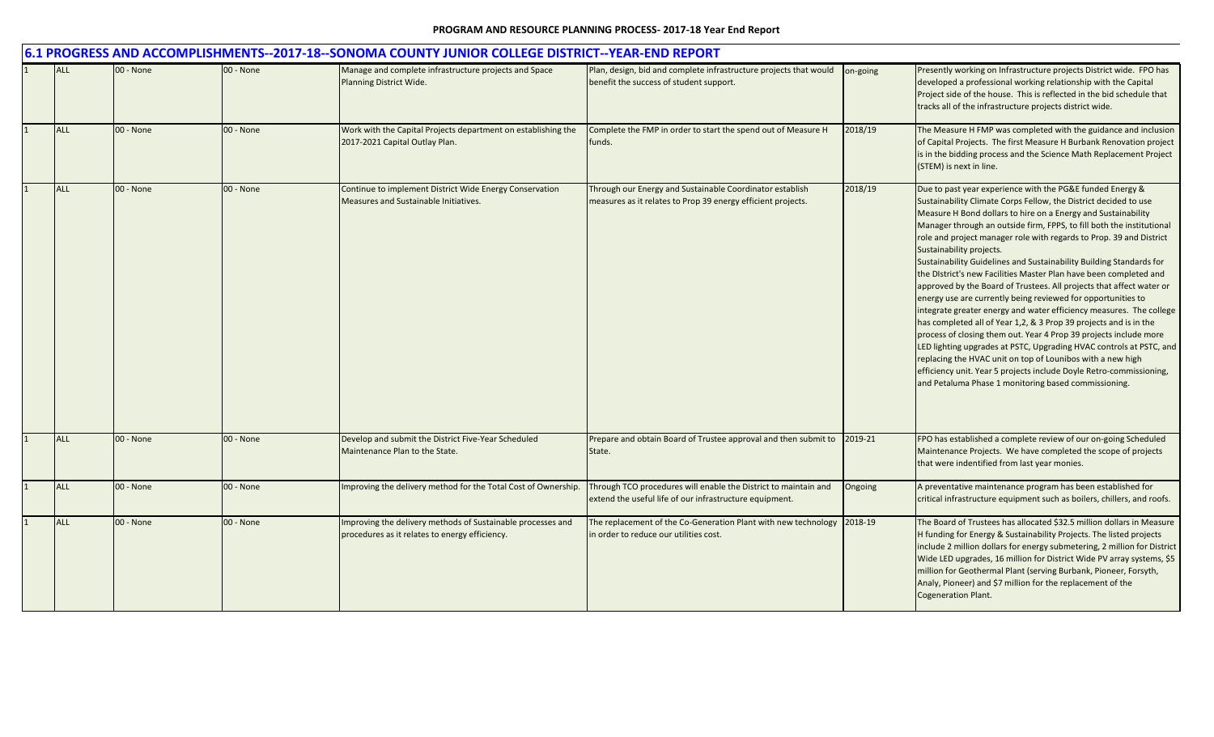**PROGRAM AND RESOURCE PLANNING PROCESS- 2017-18 Year End Report**

## 6.1 PROGRESS AND ACCOMPLISHMENTS--2017-18--SONOMA COUNTY JUNIOR COLLEGE DISTRICT--YEAR-END REPORT

| | | | | | | | |
|---|---|---|---|---|---|---|---|
| 1 | ALL | 00 - None | 00 - None | Manage and complete infrastructure projects and Space Planning District Wide. | Plan, design, bid and complete infrastructure projects that would benefit the success of student support. | on-going | Presently working on Infrastructure projects District wide. FPO has developed a professional working relationship with the Capital Project side of the house. This is reflected in the bid schedule that tracks all of the infrastructure projects district wide. |
| 1 | ALL | 00 - None | 00 - None | Work with the Capital Projects department on establishing the 2017-2021 Capital Outlay Plan. | Complete the FMP in order to start the spend out of Measure H funds. | 2018/19 | The Measure H FMP was completed with the guidance and inclusion of Capital Projects. The first Measure H Burbank Renovation project is in the bidding process and the Science Math Replacement Project (STEM) is next in line. |
| 1 | ALL | 00 - None | 00 - None | Continue to implement District Wide Energy Conservation Measures and Sustainable Initiatives. | Through our Energy and Sustainable Coordinator establish measures as it relates to Prop 39 energy efficient projects. | 2018/19 | Due to past year experience with the PG&E funded Energy & Sustainability Climate Corps Fellow, the District decided to use Measure H Bond dollars to hire on a Energy and Sustainability Manager through an outside firm, FPPS, to fill both the institutional role and project manager role with regards to Prop. 39 and District Sustainability projects.<br>Sustainability Guidelines and Sustainability Building Standards for the DIstrict's new Facilities Master Plan have been completed and approved by the Board of Trustees. All projects that affect water or energy use are currently being reviewed for opportunities to integrate greater energy and water efficiency measures. The college has completed all of Year 1,2, & 3 Prop 39 projects and is in the process of closing them out. Year 4 Prop 39 projects include more LED lighting upgrades at PSTC, Upgrading HVAC controls at PSTC, and replacing the HVAC unit on top of Lounibos with a new high efficiency unit. Year 5 projects include Doyle Retro-commissioning, and Petaluma Phase 1 monitoring based commissioning. |
| 1 | ALL | 00 - None | 00 - None | Develop and submit the District Five-Year Scheduled Maintenance Plan to the State. | Prepare and obtain Board of Trustee approval and then submit to State. | 2019-21 | FPO has established a complete review of our on-going Scheduled Maintenance Projects. We have completed the scope of projects that were indentified from last year monies. |
| 1 | ALL | 00 - None | 00 - None | Improving the delivery method for the Total Cost of Ownership. | Through TCO procedures will enable the District to maintain and extend the useful life of our infrastructure equipment. | Ongoing | A preventative maintenance program has been established for critical infrastructure equipment such as boilers, chillers, and roofs. |
| 1 | ALL | 00 - None | 00 - None | Improving the delivery methods of Sustainable processes and procedures as it relates to energy efficiency. | The replacement of the Co-Generation Plant with new technology in order to reduce our utilities cost. | 2018-19 | The Board of Trustees has allocated $32.5 million dollars in Measure H funding for Energy & Sustainability Projects. The listed projects include 2 million dollars for energy submetering, 2 million for District Wide LED upgrades, 16 million for District Wide PV array systems, $5 million for Geothermal Plant (serving Burbank, Pioneer, Forsyth, Analy, Pioneer) and $7 million for the replacement of the Cogeneration Plant. |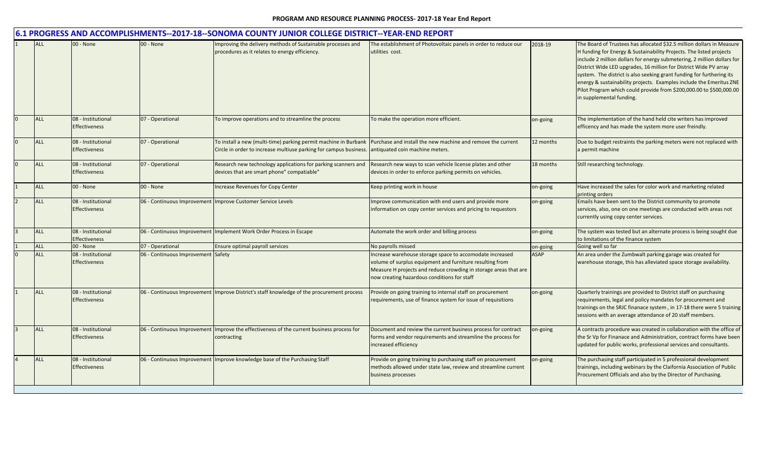## 6.1 PROGRESS AND ACCOMPLISHMENTS--2017-18--SONOMA COUNTY JUNIOR COLLEGE DISTRICT--YEAR-END REPORT

| | | | | | | | |
|---|---|---|---|---|---|---|---|
| 1 | ALL | 00 - None | 00 - None | Improving the delivery methods of Sustainable processes and procedures as it relates to energy efficiency. | The establishment of Photovoltaic panels in order to reduce our utilities cost. | 2018-19 | The Board of Trustees has allocated $32.5 million dollars in Measure H funding for Energy & Sustainability Projects. The listed projects include 2 million dollars for energy submetering, 2 million dollars for District Wide LED upgrades, 16 million for District Wide PV array system. The district is also seeking grant funding for furthering its energy & sustainability projects. Examples include the Emeritus ZNE Pilot Program which could provide from $200,000.00 to $500,000.00 in supplemental funding. |
| 0 | ALL | 08 - Institutional Effectiveness | 07 - Operational | To improve operations and to streamline the process | To make the operation more efficient. | on-going | The implementation of the hand held cite writers has improved efficency and has made the system more user freindly. |
| 0 | ALL | 08 - Institutional Effectiveness | 07 - Operational | To install a new (multi-time) parking permit machine in Burbank Circle in order to increase multiuse parking for campus business. | Purchase and install the new machine and remove the current antiquated coin machine meters. | 12 months | Due to budget restraints the parking meters were not replaced with a permit machine |
| 0 | ALL | 08 - Institutional Effectiveness | 07 - Operational | Research new technology applications for parking scanners and devices that are smart phone" compatiable" | Research new ways to scan vehicle license plates and other devices in order to enforce parking permits on vehicles. | 18 months | Still researching technology. |
| 1 | ALL | 00 - None | 00 - None | Increase Revenues for Copy Center | Keep printing work in house | on-going | Have increased the sales for color work and marketing related printing orders |
| 2 | ALL | 08 - Institutional Effectiveness | 06 - Continuous Improvement | Improve Customer Service Levels | Improve communication with end users and provide more information on copy center services and pricing to requestors | on-going | Emails have been sent to the District community to promote services, also, one on one meetings are conducted with areas not currently using copy center services. |
| 3 | ALL | 08 - Institutional Effectiveness | 06 - Continuous Improvement | Implement Work Order Process in Escape | Automate the work order and billing process | on-going | The system was tested but an alternate process is being sought due to limitations of the finance system |
| 1 | ALL | 00 - None | 07 - Operational | Ensure optimal payroll services | No payrolls missed | on-going | Going well so far |
| 0 | ALL | 08 - Institutional Effectiveness | 06 - Continuous Improvement | Safety | Increase warehouse storage space to accomodate increased volume of surplus equipment and furniture resulting from Measure H projects and reduce crowding in storage areas that are now creating hazardous conditions for staff | ASAP | An area under the Zumbwalt parking garage was created for warehouse storage, this has alleviated space storage availability. |
| 1 | ALL | 08 - Institutional Effectiveness | 06 - Continuous Improvement | Improve District's staff knowledge of the procurement process | Provide on going training to internal staff on procurement requirements, use of finance system for issue of requisitions | on-going | Quarterly trainings are provided to District staff on purchasing requirements, legal and policy mandates for procurement and trainings on the SRJC finanace system , in 17-18 there were 5 training sessions with an average attendance of 20 staff members. |
| 3 | ALL | 08 - Institutional Effectiveness | 06 - Continuous Improvement | Improve the effectiveness of the current business process for contracting | Document and review the current business process for contract forms and vendor requirements and streamline the process for increased efficiency | on-going | A contracts procedure was created in collaboration with the office of the Sr Vp for Finanace and Administration, contract forms have been updated for public works, professional services and consultants. |
| 4 | ALL | 08 - Institutional Effectiveness | 06 - Continuous Improvement | Improve knowledge base of the Purchasing Staff | Provide on going training to purchasing staff on procurement methods allowed under state law, review and streamline current business processes | on-going | The purchasing staff participated in 5 professional development trainings, including webinars by the Claifornia Association of Public Procurement Officials and also by the Director of Purchasing. |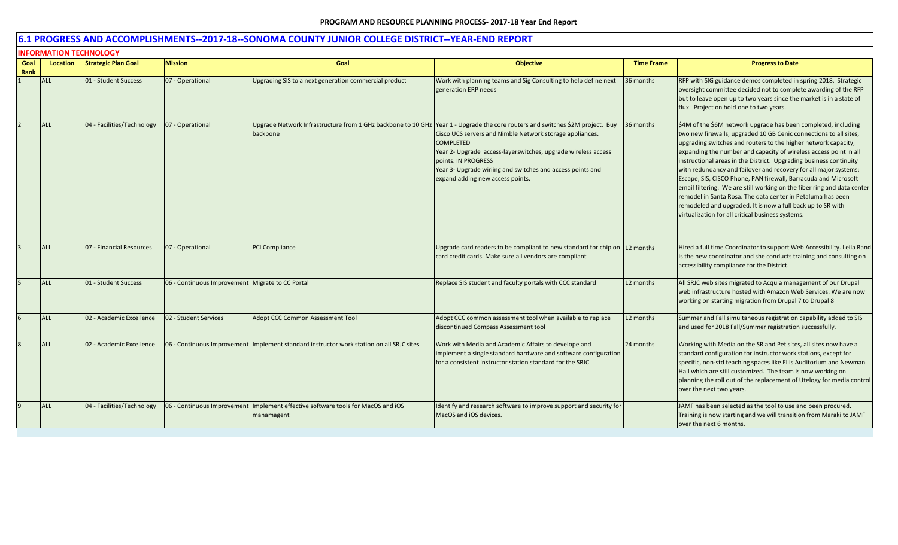# 6.1 PROGRESS AND ACCOMPLISHMENTS--2017-18--SONOMA COUNTY JUNIOR COLLEGE DISTRICT--YEAR-END REPORT

## INFORMATION TECHNOLOGY

| Goal Rank | Location | Strategic Plan Goal | Mission | Goal | Objective | Time Frame | Progress to Date |
|---|---|---|---|---|---|---|---|
| 1 | ALL | 01 - Student Success | 07 - Operational | Upgrading SIS to a next generation commercial product | Work with planning teams and Sig Consulting to help define next generation ERP needs | 36 months | RFP with SIG guidance demos completed in spring 2018. Strategic oversight committee decided not to complete awarding of the RFP but to leave open up to two years since the market is in a state of flux. Project on hold one to two years. |
| 2 | ALL | 04 - Facilities/Technology | 07 - Operational | Upgrade Network Infrastructure from 1 GHz backbone to 10 GHz backbone | Year 1 - Upgrade the core routers and switches $2M project. Buy Cisco UCS servers and Nimble Network storage appliances. COMPLETED<br>Year 2- Upgrade access-layerswitches, upgrade wireless access points. IN PROGRESS<br>Year 3- Upgrade wiriing and switches and access points and expand adding new access points. | 36 months | $4M of the $6M network upgrade has been completed, including two new firewalls, upgraded 10 GB Cenic connections to all sites, upgrading switches and routers to the higher network capacity, expanding the number and capacity of wireless access point in all instructional areas in the District. Upgrading business continuity with redundancy and failover and recovery for all major systems: Escape, SIS, CISCO Phone, PAN firewall, Barracuda and Microsoft email filtering. We are still working on the fiber ring and data center remodel in Santa Rosa. The data center in Petaluma has been remodeled and upgraded. It is now a full back up to SR with virtualization for all critical business systems. |
| 3 | ALL | 07 - Financial Resources | 07 - Operational | PCI Compliance | Upgrade card readers to be compliant to new standard for chip on card credit cards. Make sure all vendors are compliant | 12 months | Hired a full time Coordinator to support Web Accessibility. Leila Rand is the new coordinator and she conducts training and consulting on accessibility compliance for the District. |
| 5 | ALL | 01 - Student Success | 06 - Continuous Improvement | Migrate to CC Portal | Replace SIS student and faculty portals with CCC standard | 12 months | All SRJC web sites migrated to Acquia management of our Drupal web infrastructure hosted with Amazon Web Services. We are now working on starting migration from Drupal 7 to Drupal 8 |
| 6 | ALL | 02 - Academic Excellence | 02 - Student Services | Adopt CCC Common Assessment Tool | Adopt CCC common assessment tool when available to replace discontinued Compass Assessment tool | 12 months | Summer and Fall simultaneous registration capability added to SIS and used for 2018 Fall/Summer registration successfully. |
| 8 | ALL | 02 - Academic Excellence | 06 - Continuous Improvement | Implement standard instructor work station on all SRJC sites | Work with Media and Academic Affairs to develope and implement a single standard hardware and software configuration for a consistent instructor station standard for the SRJC | 24 months | Working with Media on the SR and Pet sites, all sites now have a standard configuration for instructor work stations, except for specific, non-std teaching spaces like Ellis Auditorium and Newman Hall which are still customized. The team is now working on planning the roll out of the replacement of Utelogy for media control over the next two years. |
| 9 | ALL | 04 - Facilities/Technology | 06 - Continuous Improvement | Implement effective software tools for MacOS and iOS manamagent | Identify and research software to improve support and security for MacOS and iOS devices. | | JAMF has been selected as the tool to use and been procured. Training is now starting and we will transition from Maraki to JAMF over the next 6 months. |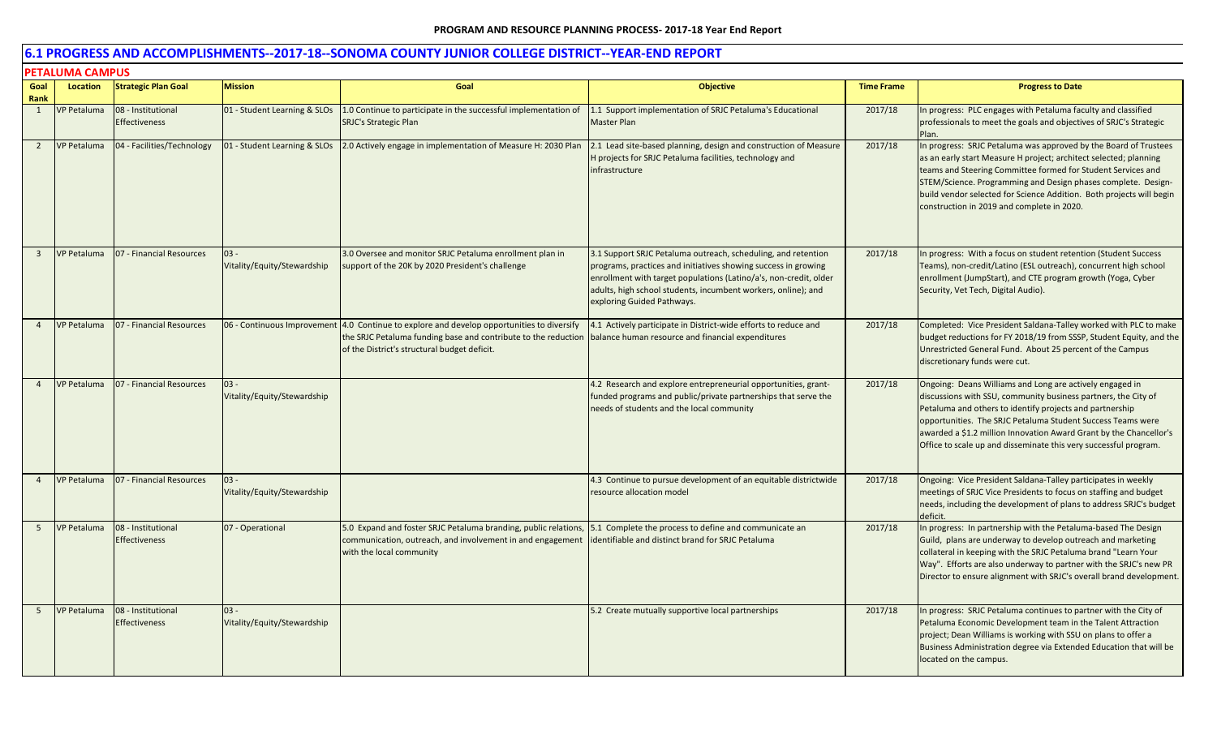## 6.1 PROGRESS AND ACCOMPLISHMENTS--2017-18--SONOMA COUNTY JUNIOR COLLEGE DISTRICT--YEAR-END REPORT

### PETALUMA CAMPUS

| Goal Rank | Location | Strategic Plan Goal | Mission | Goal | Objective | Time Frame | Progress to Date |
|---|---|---|---|---|---|---|---|
| 1 | VP Petaluma | 08 - Institutional Effectiveness | 01 - Student Learning & SLOs | 1.0 Continue to participate in the successful implementation of SRJC's Strategic Plan | 1.1 Support implementation of SRJC Petaluma's Educational Master Plan | 2017/18 | In progress: PLC engages with Petaluma faculty and classified professionals to meet the goals and objectives of SRJC's Strategic Plan. |
| 2 | VP Petaluma | 04 - Facilities/Technology | 01 - Student Learning & SLOs | 2.0 Actively engage in implementation of Measure H: 2030 Plan | 2.1 Lead site-based planning, design and construction of Measure H projects for SRJC Petaluma facilities, technology and infrastructure | 2017/18 | In progress: SRJC Petaluma was approved by the Board of Trustees as an early start Measure H project; architect selected; planning teams and Steering Committee formed for Student Services and STEM/Science. Programming and Design phases complete. Design-build vendor selected for Science Addition. Both projects will begin construction in 2019 and complete in 2020. |
| 3 | VP Petaluma | 07 - Financial Resources | 03 - Vitality/Equity/Stewardship | 3.0 Oversee and monitor SRJC Petaluma enrollment plan in support of the 20K by 2020 President's challenge | 3.1 Support SRJC Petaluma outreach, scheduling, and retention programs, practices and initiatives showing success in growing enrollment with target populations (Latino/a's, non-credit, older adults, high school students, incumbent workers, online); and exploring Guided Pathways. | 2017/18 | In progress: With a focus on student retention (Student Success Teams), non-credit/Latino (ESL outreach), concurrent high school enrollment (JumpStart), and CTE program growth (Yoga, Cyber Security, Vet Tech, Digital Audio). |
| 4 | VP Petaluma | 07 - Financial Resources | 06 - Continuous Improvement | 4.0 Continue to explore and develop opportunities to diversify the SRJC Petaluma funding base and contribute to the reduction of the District's structural budget deficit. | 4.1 Actively participate in District-wide efforts to reduce and balance human resource and financial expenditures | 2017/18 | Completed: Vice President Saldana-Talley worked with PLC to make budget reductions for FY 2018/19 from SSSP, Student Equity, and the Unrestricted General Fund. About 25 percent of the Campus discretionary funds were cut. |
| 4 | VP Petaluma | 07 - Financial Resources | 03 - Vitality/Equity/Stewardship | | 4.2 Research and explore entrepreneurial opportunities, grant-funded programs and public/private partnerships that serve the needs of students and the local community | 2017/18 | Ongoing: Deans Williams and Long are actively engaged in discussions with SSU, community business partners, the City of Petaluma and others to identify projects and partnership opportunities. The SRJC Petaluma Student Success Teams were awarded a $1.2 million Innovation Award Grant by the Chancellor's Office to scale up and disseminate this very successful program. |
| 4 | VP Petaluma | 07 - Financial Resources | 03 - Vitality/Equity/Stewardship | | 4.3 Continue to pursue development of an equitable districtwide resource allocation model | 2017/18 | Ongoing: Vice President Saldana-Talley participates in weekly meetings of SRJC Vice Presidents to focus on staffing and budget needs, including the development of plans to address SRJC's budget deficit. |
| 5 | VP Petaluma | 08 - Institutional Effectiveness | 07 - Operational | 5.0 Expand and foster SRJC Petaluma branding, public relations, communication, outreach, and involvement in and engagement with the local community | 5.1 Complete the process to define and communicate an identifiable and distinct brand for SRJC Petaluma | 2017/18 | In progress: In partnership with the Petaluma-based The Design Guild, plans are underway to develop outreach and marketing collateral in keeping with the SRJC Petaluma brand "Learn Your Way". Efforts are also underway to partner with the SRJC's new PR Director to ensure alignment with SRJC's overall brand development. |
| 5 | VP Petaluma | 08 - Institutional Effectiveness | 03 - Vitality/Equity/Stewardship | | 5.2 Create mutually supportive local partnerships | 2017/18 | In progress: SRJC Petaluma continues to partner with the City of Petaluma Economic Development team in the Talent Attraction project; Dean Williams is working with SSU on plans to offer a Business Administration degree via Extended Education that will be located on the campus. |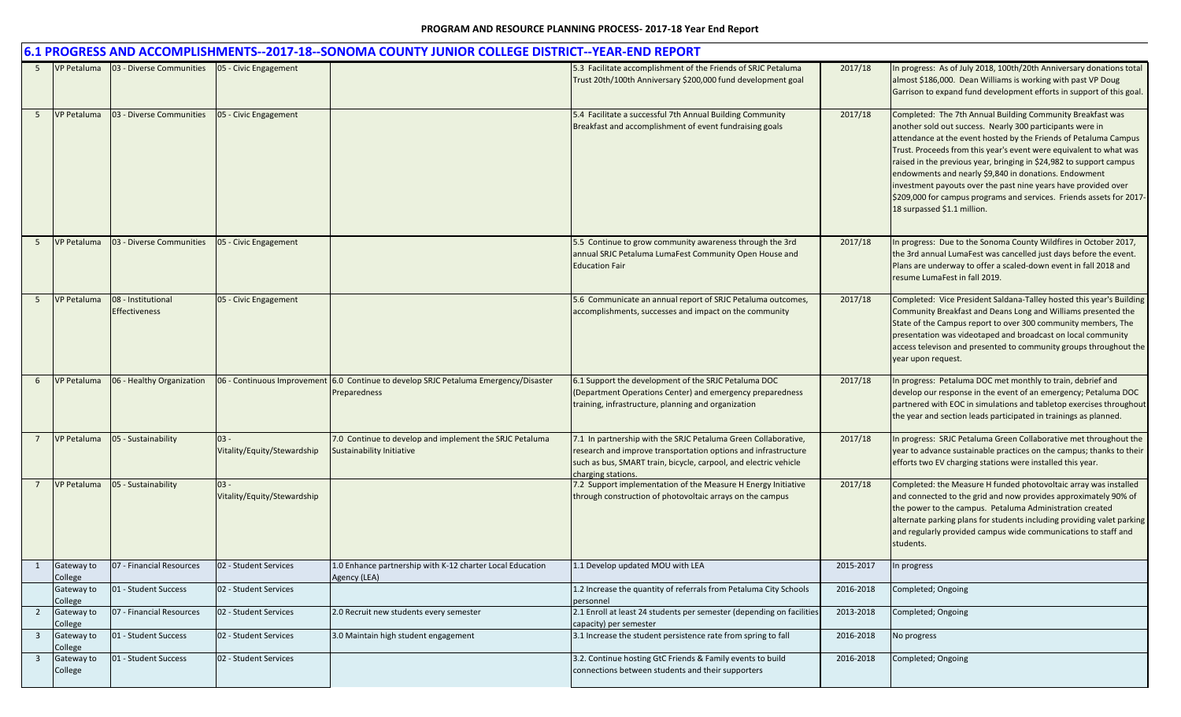**PROGRAM AND RESOURCE PLANNING PROCESS- 2017-18 Year End Report**

## 6.1 PROGRESS AND ACCOMPLISHMENTS--2017-18--SONOMA COUNTY JUNIOR COLLEGE DISTRICT--YEAR-END REPORT

| | | | | | | | |
|---|---|---|---|---|---|---|---|
| 5 | VP Petaluma | 03 - Diverse Communities | 05 - Civic Engagement | | 5.3 Facilitate accomplishment of the Friends of SRJC Petaluma Trust 20th/100th Anniversary $200,000 fund development goal | 2017/18 | In progress: As of July 2018, 100th/20th Anniversary donations total almost $186,000. Dean Williams is working with past VP Doug Garrison to expand fund development efforts in support of this goal. |
| 5 | VP Petaluma | 03 - Diverse Communities | 05 - Civic Engagement | | 5.4 Facilitate a successful 7th Annual Building Community Breakfast and accomplishment of event fundraising goals | 2017/18 | Completed: The 7th Annual Building Community Breakfast was another sold out success. Nearly 300 participants were in attendance at the event hosted by the Friends of Petaluma Campus Trust. Proceeds from this year's event were equivalent to what was raised in the previous year, bringing in $24,982 to support campus endowments and nearly $9,840 in donations. Endowment investment payouts over the past nine years have provided over $209,000 for campus programs and services. Friends assets for 2017-18 surpassed $1.1 million. |
| 5 | VP Petaluma | 03 - Diverse Communities | 05 - Civic Engagement | | 5.5 Continue to grow community awareness through the 3rd annual SRJC Petaluma LumaFest Community Open House and Education Fair | 2017/18 | In progress: Due to the Sonoma County Wildfires in October 2017, the 3rd annual LumaFest was cancelled just days before the event. Plans are underway to offer a scaled-down event in fall 2018 and resume LumaFest in fall 2019. |
| 5 | VP Petaluma | 08 - Institutional Effectiveness | 05 - Civic Engagement | | 5.6 Communicate an annual report of SRJC Petaluma outcomes, accomplishments, successes and impact on the community | 2017/18 | Completed: Vice President Saldana-Talley hosted this year's Building Community Breakfast and Deans Long and Williams presented the State of the Campus report to over 300 community members, The presentation was videotaped and broadcast on local community access televison and presented to community groups throughout the year upon request. |
| 6 | VP Petaluma | 06 - Healthy Organization | 06 - Continuous Improvement | 6.0 Continue to develop SRJC Petaluma Emergency/Disaster Preparedness | 6.1 Support the development of the SRJC Petaluma DOC (Department Operations Center) and emergency preparedness training, infrastructure, planning and organization | 2017/18 | In progress: Petaluma DOC met monthly to train, debrief and develop our response in the event of an emergency; Petaluma DOC partnered with EOC in simulations and tabletop exercises throughout the year and section leads participated in trainings as planned. |
| 7 | VP Petaluma | 05 - Sustainability | 03 - Vitality/Equity/Stewardship | 7.0 Continue to develop and implement the SRJC Petaluma Sustainability Initiative | 7.1 In partnership with the SRJC Petaluma Green Collaborative, research and improve transportation options and infrastructure such as bus, SMART train, bicycle, carpool, and electric vehicle charging stations. | 2017/18 | In progress: SRJC Petaluma Green Collaborative met throughout the year to advance sustainable practices on the campus; thanks to their efforts two EV charging stations were installed this year. |
| 7 | VP Petaluma | 05 - Sustainability | 03 - Vitality/Equity/Stewardship | | 7.2 Support implementation of the Measure H Energy Initiative through construction of photovoltaic arrays on the campus | 2017/18 | Completed: the Measure H funded photovoltaic array was installed and connected to the grid and now provides approximately 90% of the power to the campus. Petaluma Administration created alternate parking plans for students including providing valet parking and regularly provided campus wide communications to staff and students. |
| 1 | Gateway to College | 07 - Financial Resources | 02 - Student Services | 1.0 Enhance partnership with K-12 charter Local Education Agency (LEA) | 1.1 Develop updated MOU with LEA | 2015-2017 | In progress |
| | Gateway to College | 01 - Student Success | 02 - Student Services | | 1.2 Increase the quantity of referrals from Petaluma City Schools personnel | 2016-2018 | Completed; Ongoing |
| 2 | Gateway to College | 07 - Financial Resources | 02 - Student Services | 2.0 Recruit new students every semester | 2.1 Enroll at least 24 students per semester (depending on facilities capacity) per semester | 2013-2018 | Completed; Ongoing |
| 3 | Gateway to College | 01 - Student Success | 02 - Student Services | 3.0 Maintain high student engagement | 3.1 Increase the student persistence rate from spring to fall | 2016-2018 | No progress |
| 3 | Gateway to College | 01 - Student Success | 02 - Student Services | | 3.2. Continue hosting GtC Friends & Family events to build connections between students and their supporters | 2016-2018 | Completed; Ongoing |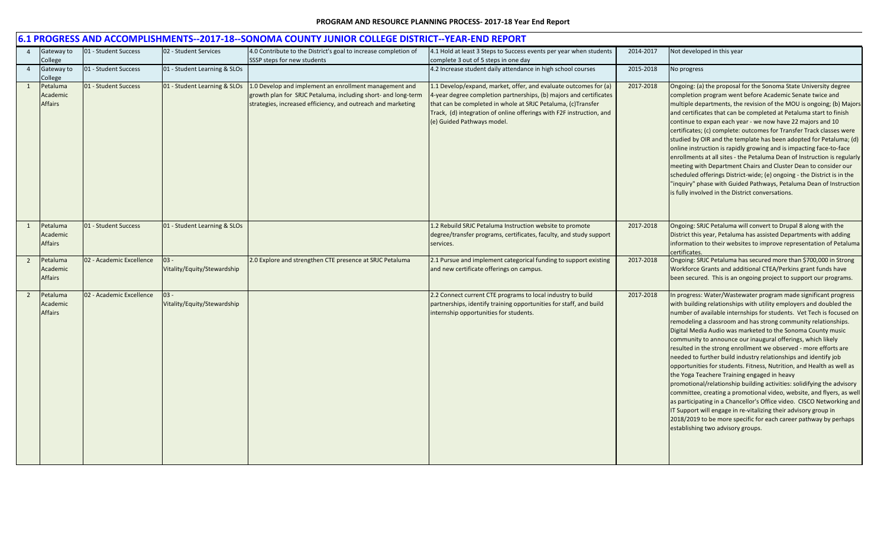**PROGRAM AND RESOURCE PLANNING PROCESS- 2017-18 Year End Report**

## 6.1 PROGRESS AND ACCOMPLISHMENTS--2017-18--SONOMA COUNTY JUNIOR COLLEGE DISTRICT--YEAR-END REPORT

| | | | | | | | |
|---|---|---|---|---|---|---|---|
| 4 | Gateway to College | 01 - Student Success | 02 - Student Services | 4.0 Contribute to the District's goal to increase completion of SSSP steps for new students | 4.1 Hold at least 3 Steps to Success events per year when students complete 3 out of 5 steps in one day | 2014-2017 | Not developed in this year |
| 4 | Gateway to College | 01 - Student Success | 01 - Student Learning & SLOs | | 4.2 Increase student daily attendance in high school courses | 2015-2018 | No progress |
| 1 | Petaluma Academic Affairs | 01 - Student Success | 01 - Student Learning & SLOs | 1.0 Develop and implement an enrollment management and growth plan for SRJC Petaluma, including short- and long-term strategies, increased efficiency, and outreach and marketing | 1.1 Develop/expand, market, offer, and evaluate outcomes for (a) 4-year degree completion partnerships, (b) majors and certificates that can be completed in whole at SRJC Petaluma, (c)Transfer Track, (d) integration of online offerings with F2F instruction, and (e) Guided Pathways model. | 2017-2018 | Ongoing: (a) the proposal for the Sonoma State University degree completion program went before Academic Senate twice and multiple departments, the revision of the MOU is ongoing; (b) Majors and certificates that can be completed at Petaluma start to finish continue to expan each year - we now have 22 majors and 10 certificates; (c) complete: outcomes for Transfer Track classes were studied by OIR and the template has been adopted for Petaluma; (d) online instruction is rapidly growing and is impacting face-to-face enrollments at all sites - the Petaluma Dean of Instruction is regularly meeting with Department Chairs and Cluster Dean to consider our scheduled offerings District-wide; (e) ongoing - the District is in the "inquiry" phase with Guided Pathways, Petaluma Dean of Instruction is fully involved in the District conversations. |
| 1 | Petaluma Academic Affairs | 01 - Student Success | 01 - Student Learning & SLOs | | 1.2 Rebuild SRJC Petaluma Instruction website to promote degree/transfer programs, certificates, faculty, and study support services. | 2017-2018 | Ongoing: SRJC Petaluma will convert to Drupal 8 along with the District this year, Petaluma has assisted Departments with adding information to their websites to improve representation of Petaluma certificates. |
| 2 | Petaluma Academic Affairs | 02 - Academic Excellence | 03 - Vitality/Equity/Stewardship | 2.0 Explore and strengthen CTE presence at SRJC Petaluma | 2.1 Pursue and implement categorical funding to support existing and new certificate offerings on campus. | 2017-2018 | Ongoing: SRJC Petaluma has secured more than $700,000 in Strong Workforce Grants and additional CTEA/Perkins grant funds have been secured. This is an ongoing project to support our programs. |
| 2 | Petaluma Academic Affairs | 02 - Academic Excellence | 03 - Vitality/Equity/Stewardship | | 2.2 Connect current CTE programs to local industry to build partnerships, identify training opportunities for staff, and build internship opportunities for students. | 2017-2018 | In progress: Water/Wastewater program made significant progress with building relationships with utility employers and doubled the number of available internships for students. Vet Tech is focused on remodeling a classroom and has strong community relationships. Digital Media Audio was marketed to the Sonoma County music community to announce our inaugural offerings, which likely resulted in the strong enrollment we observed - more efforts are needed to further build industry relationships and identify job opportunities for students. Fitness, Nutrition, and Health as well as the Yoga Teachere Training engaged in heavy promotional/relationship building activities: solidifying the advisory committee, creating a promotional video, website, and flyers, as well as participating in a Chancellor's Office video. CISCO Networking and IT Support will engage in re-vitalizing their advisory group in 2018/2019 to be more specific for each career pathway by perhaps establishing two advisory groups. |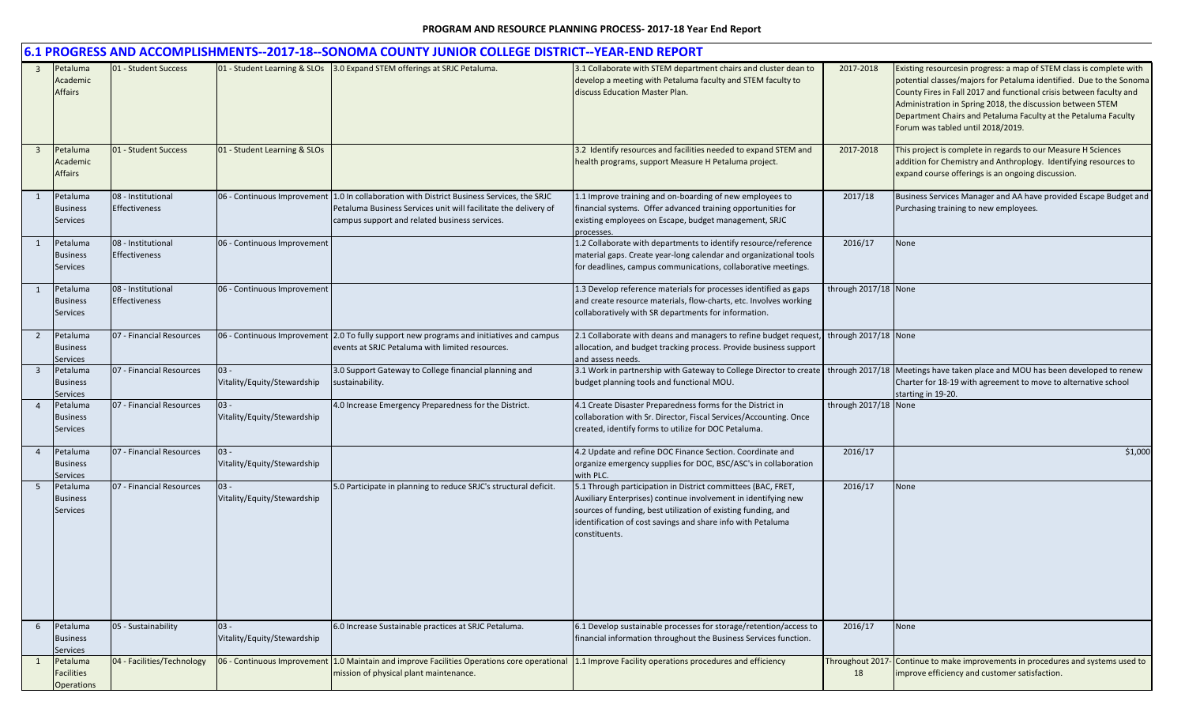**PROGRAM AND RESOURCE PLANNING PROCESS- 2017-18 Year End Report**

## 6.1 PROGRESS AND ACCOMPLISHMENTS--2017-18--SONOMA COUNTY JUNIOR COLLEGE DISTRICT--YEAR-END REPORT

| | | | | | | | |
|---|---|---|---|---|---|---|---|
| 3 | Petaluma Academic Affairs | 01 - Student Success | 01 - Student Learning & SLOs | 3.0 Expand STEM offerings at SRJC Petaluma. | 3.1 Collaborate with STEM department chairs and cluster dean to develop a meeting with Petaluma faculty and STEM faculty to discuss Education Master Plan. | 2017-2018 | Existing resourcesin progress: a map of STEM class is complete with potential classes/majors for Petaluma identified. Due to the Sonoma County Fires in Fall 2017 and functional crisis between faculty and Administration in Spring 2018, the discussion between STEM Department Chairs and Petaluma Faculty at the Petaluma Faculty Forum was tabled until 2018/2019. |
| 3 | Petaluma Academic Affairs | 01 - Student Success | 01 - Student Learning & SLOs | | 3.2 Identify resources and facilities needed to expand STEM and health programs, support Measure H Petaluma project. | 2017-2018 | This project is complete in regards to our Measure H Sciences addition for Chemistry and Anthroplogy. Identifying resources to expand course offerings is an ongoing discussion. |
| 1 | Petaluma Business Services | 08 - Institutional Effectiveness | 06 - Continuous Improvement | 1.0 In collaboration with District Business Services, the SRJC Petaluma Business Services unit will facilitate the delivery of campus support and related business services. | 1.1 Improve training and on-boarding of new employees to financial systems. Offer advanced training opportunities for existing employees on Escape, budget management, SRJC processes. | 2017/18 | Business Services Manager and AA have provided Escape Budget and Purchasing training to new employees. |
| 1 | Petaluma Business Services | 08 - Institutional Effectiveness | 06 - Continuous Improvement | | 1.2 Collaborate with departments to identify resource/reference material gaps. Create year-long calendar and organizational tools for deadlines, campus communications, collaborative meetings. | 2016/17 | None |
| 1 | Petaluma Business Services | 08 - Institutional Effectiveness | 06 - Continuous Improvement | | 1.3 Develop reference materials for processes identified as gaps and create resource materials, flow-charts, etc. Involves working collaboratively with SR departments for information. | through 2017/18 | None |
| 2 | Petaluma Business Services | 07 - Financial Resources | 06 - Continuous Improvement | 2.0 To fully support new programs and initiatives and campus events at SRJC Petaluma with limited resources. | 2.1 Collaborate with deans and managers to refine budget request, allocation, and budget tracking process. Provide business support and assess needs. | through 2017/18 | None |
| 3 | Petaluma Business Services | 07 - Financial Resources | 03 - Vitality/Equity/Stewardship | 3.0 Support Gateway to College financial planning and sustainability. | 3.1 Work in partnership with Gateway to College Director to create budget planning tools and functional MOU. | through 2017/18 | Meetings have taken place and MOU has been developed to renew Charter for 18-19 with agreement to move to alternative school starting in 19-20. |
| 4 | Petaluma Business Services | 07 - Financial Resources | 03 - Vitality/Equity/Stewardship | 4.0 Increase Emergency Preparedness for the District. | 4.1 Create Disaster Preparedness forms for the District in collaboration with Sr. Director, Fiscal Services/Accounting. Once created, identify forms to utilize for DOC Petaluma. | through 2017/18 | None |
| 4 | Petaluma Business Services | 07 - Financial Resources | 03 - Vitality/Equity/Stewardship | | 4.2 Update and refine DOC Finance Section. Coordinate and organize emergency supplies for DOC, BSC/ASC's in collaboration with PLC. | 2016/17 | $1,000 |
| 5 | Petaluma Business Services | 07 - Financial Resources | 03 - Vitality/Equity/Stewardship | 5.0 Participate in planning to reduce SRJC's structural deficit. | 5.1 Through participation in District committees (BAC, FRET, Auxiliary Enterprises) continue involvement in identifying new sources of funding, best utilization of existing funding, and identification of cost savings and share info with Petaluma constituents. | 2016/17 | None |
| 6 | Petaluma Business Services | 05 - Sustainability | 03 - Vitality/Equity/Stewardship | 6.0 Increase Sustainable practices at SRJC Petaluma. | 6.1 Develop sustainable processes for storage/retention/access to financial information throughout the Business Services function. | 2016/17 | None |
| 1 | Petaluma Facilities Operations | 04 - Facilities/Technology | 06 - Continuous Improvement | 1.0 Maintain and improve Facilities Operations core operational mission of physical plant maintenance. | 1.1 Improve Facility operations procedures and efficiency | Throughout 2017-18 | Continue to make improvements in procedures and systems used to improve efficiency and customer satisfaction. |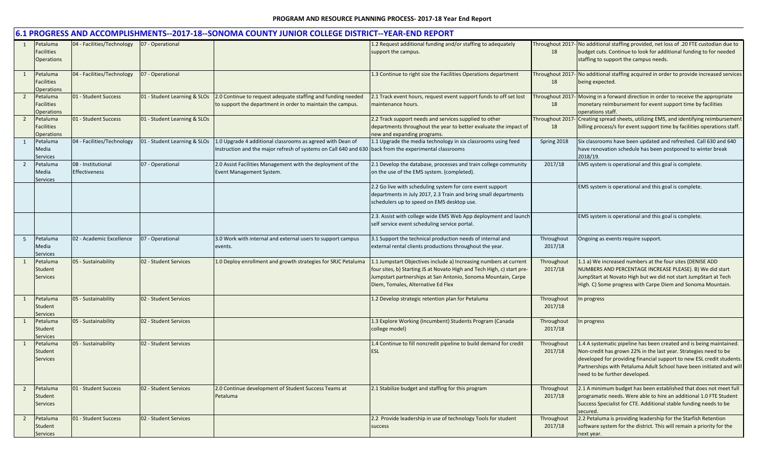**PROGRAM AND RESOURCE PLANNING PROCESS- 2017-18 Year End Report**

## 6.1 PROGRESS AND ACCOMPLISHMENTS--2017-18--SONOMA COUNTY JUNIOR COLLEGE DISTRICT--YEAR-END REPORT

| | | | | | | | |
|---|---|---|---|---|---|---|---|
| 1 | Petaluma Facilities Operations | 04 - Facilities/Technology | 07 - Operational | | 1.2 Request additional funding and/or staffing to adequately support the campus. | Throughout 2017-18 | No additional staffing provided, net loss of .20 FTE custodian due to budget cuts. Continue to look for additional funding to for needed staffing to support the campus needs. |
| 1 | Petaluma Facilities Operations | 04 - Facilities/Technology | 07 - Operational | | 1.3 Continue to right size the Facilities Operations department | Throughout 2017-18 | No additional staffing acquired in order to provide increased services being expected. |
| 2 | Petaluma Facilities Operations | 01 - Student Success | 01 - Student Learning & SLOs | 2.0 Continue to request adequate staffing and funding needed to support the department in order to maintain the campus. | 2.1 Track event hours, request event support funds to off set lost maintenance hours. | Throughout 2017-18 | Moving in a forward direction in order to receive the appropriate monetary reimbursement for event support time by facilities operations staff. |
| 2 | Petaluma Facilities Operations | 01 - Student Success | 01 - Student Learning & SLOs | | 2.2 Track support needs and services supplied to other departments throughout the year to better evaluate the impact of new and expanding programs. | Throughout 2017-18 | Creating spread sheets, utilizing EMS, and identifying reimbursement billing process/s for event support time by facilities operations staff. |
| 1 | Petaluma Media Services | 04 - Facilities/Technology | 01 - Student Learning & SLOs | 1.0 Upgrade 4 additional classrooms as agreed with Dean of Instruction and the major refresh of systems on Call 640 and 630 | 1.1 Upgrade the media technology in six classrooms using feed back from the experimental classrooms | Spring 2018 | Six classrooms have been updated and refreshed. Call 630 and 640 have renovation schedule has been postponed to winter break 2018/19. |
| 2 | Petaluma Media Services | 08 - Institutional Effectiveness | 07 - Operational | 2.0 Assist Facilities Management with the deployment of the Event Management System. | 2.1 Develop the database, processes and train college community on the use of the EMS system. (completed). | 2017/18 | EMS system is operational and this goal is complete. |
| | | | | | 2.2 Go live with scheduling system for core event support departments in July 2017, 2.3 Train and bring small departments schedulers up to speed on EMS desktop use. | | EMS system is operational and this goal is complete. |
| | | | | | 2.3. Assist with college wide EMS Web App deployment and launch self service event scheduling service portal. | | EMS system is operational and this goal is complete. |
| 5 | Petaluma Media Services | 02 - Academic Excellence | 07 - Operational | 3.0 Work with internal and external users to support campus events. | 3.1 Support the technical production needs of internal and external rental clients productions throughout the year. | Throughout 2017/18 | Ongoing as events require support. |
| 1 | Petaluma Student Services | 05 - Sustainability | 02 - Student Services | 1.0 Deploy enrollment and growth strategies for SRJC Petaluma | 1.1 Jumpstart Objectives include a) Increasing numbers at current four sites, b) Starting JS at Novato High and Tech High, c) start pre-Jumpstart partnerships at San Antonio, Sonoma Mountain, Carpe Diem, Tomales, Alternative Ed Flex | Throughout 2017/18 | 1.1 a) We increased numbers at the four sites (DENISE ADD NUMBERS AND PERCENTAGE INCREASE PLEASE). B) We did start JumpStart at Novato High but we did not start JumpStart at Tech High. C) Some progress with Carpe Diem and Sonoma Mountain. |
| 1 | Petaluma Student Services | 05 - Sustainability | 02 - Student Services | | 1.2 Develop strategic retention plan for Petaluma | Throughout 2017/18 | In progress |
| 1 | Petaluma Student Services | 05 - Sustainability | 02 - Student Services | | 1.3 Explore Working (Incumbent) Students Program (Canada college model) | Throughout 2017/18 | In progress |
| 1 | Petaluma Student Services | 05 - Sustainability | 02 - Student Services | | 1.4 Continue to fill noncredit pipeline to build demand for credit ESL | Throughout 2017/18 | 1.4 A systematic pipeline has been created and is being maintained. Non-credit has grown 22% in the last year. Strategies need to be developed for providing financial support to new ESL credit students. Partnerships with Petaluma Adult School have been initiated and will need to be further developed. |
| 2 | Petaluma Student Services | 01 - Student Success | 02 - Student Services | 2.0 Continue development of Student Success Teams at Petaluma | 2.1 Stabilize budget and staffing for this program | Throughout 2017/18 | 2.1 A minimum budget has been established that does not meet full programatic needs. Were able to hire an additional 1.0 FTE Student Success Specialist for CTE. Additional stable funding needs to be secured. |
| 2 | Petaluma Student Services | 01 - Student Success | 02 - Student Services | | 2.2 Provide leadership in use of technology Tools for student success | Throughout 2017/18 | 2.2 Petaluma is providing leadership for the Starfish Retention software system for the district. This will remain a priority for the next year. |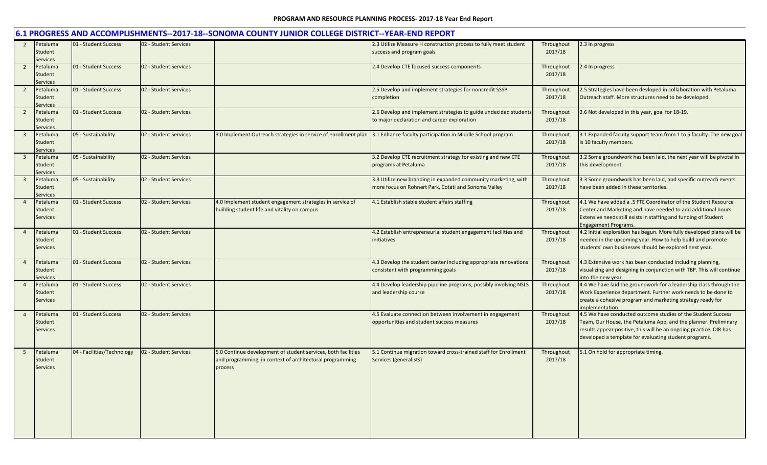## 6.1 PROGRESS AND ACCOMPLISHMENTS--2017-18--SONOMA COUNTY JUNIOR COLLEGE DISTRICT--YEAR-END REPORT

| | | | | | | | |
|---|---|---|---|---|---|---|---|
| 2 | Petaluma Student Services | 01 - Student Success | 02 - Student Services | | 2.3 Utilize Measure H construction process to fully meet student success and program goals | Throughout 2017/18 | 2.3 In progress |
| 2 | Petaluma Student Services | 01 - Student Success | 02 - Student Services | | 2.4 Develop CTE focused success components | Throughout 2017/18 | 2.4 In progress |
| 2 | Petaluma Student Services | 01 - Student Success | 02 - Student Services | | 2.5 Develop and implement strategies for noncredit SSSP completion | Throughout 2017/18 | 2.5 Strategies have been devloped in collaboration with Petaluma Outreach staff. More structures need to be developed. |
| 2 | Petaluma Student Services | 01 - Student Success | 02 - Student Services | | 2.6 Develop and implement strategies to guide undecided students to major declaration and career exploration | Throughout 2017/18 | 2.6 Not developed in this year, goal for 18-19. |
| 3 | Petaluma Student Services | 05 - Sustainability | 02 - Student Services | 3.0 Implement Outreach strategies in service of enrollment plan | 3.1 Enhance faculty participation in Middle School program | Throughout 2017/18 | 3.1 Expanded faculty support team from 1 to 5 faculty. The new goal is 10 faculty members. |
| 3 | Petaluma Student Services | 05 - Sustainability | 02 - Student Services | | 3.2 Develop CTE recruitment strategy for existing and new CTE programs at Petaluma | Throughout 2017/18 | 3.2 Some groundwork has been laid, the next year will be pivotal in this development. |
| 3 | Petaluma Student Services | 05 - Sustainability | 02 - Student Services | | 3.3 Utilize new branding in expanded community marketing, with more focus on Rohnert Park, Cotati and Sonoma Valley | Throughout 2017/18 | 3.3 Some groundwork has been laid, and specific outreach events have been added in these territories. |
| 4 | Petaluma Student Services | 01 - Student Success | 02 - Student Services | 4.0 Implement student engagement strategies in service of building student life and vitality on campus | 4.1 Establish stable student affairs staffing | Throughout 2017/18 | 4.1 We have added a .5 FTE Coordinator of the Student Resource Center and Marketing and have needed to add additional hours. Extensive needs still exists in staffing and funding of Student Engagement Programs. |
| 4 | Petaluma Student Services | 01 - Student Success | 02 - Student Services | | 4.2 Establish entrepreneurial student engagement facilities and initiatives | Throughout 2017/18 | 4.2 Initial exploration has begun. More fully developed plans will be needed in the upcoming year. How to help build and promote students' own businesses should be explored next year. |
| 4 | Petaluma Student Services | 01 - Student Success | 02 - Student Services | | 4.3 Develop the student center including appropriate renovations consistent with programming goals | Throughout 2017/18 | 4.3 Extensive work has been conducted including planning, visualizing and designing in conjunction with TBP. This will continue into the new year. |
| 4 | Petaluma Student Services | 01 - Student Success | 02 - Student Services | | 4.4 Develop leadership pipeline programs, possibly involving NSLS and leadership course | Throughout 2017/18 | 4.4 We have laid the groundwork for a leadership class through the Work Experience department. Further work needs to be done to create a cohesive program and marketing strategy ready for implementation. |
| 4 | Petaluma Student Services | 01 - Student Success | 02 - Student Services | | 4.5 Evaluate connection between involvement in engagement opportunities and student success measures | Throughout 2017/18 | 4.5 We have conducted outcome studies of the Student Success Team, Our House, the Petaluma App, and the planner. Preliminary results appear positive, this will be an ongoing practice. OIR has developed a template for evaluating student programs. |
| 5 | Petaluma Student Services | 04 - Facilities/Technology | 02 - Student Services | 5.0 Continue development of student services, both facilities and programming, in context of architectural programming process | 5.1 Continue migration toward cross-trained staff for Enrollment Services (generalists) | Throughout 2017/18 | 5.1 On hold for appropriate timing. |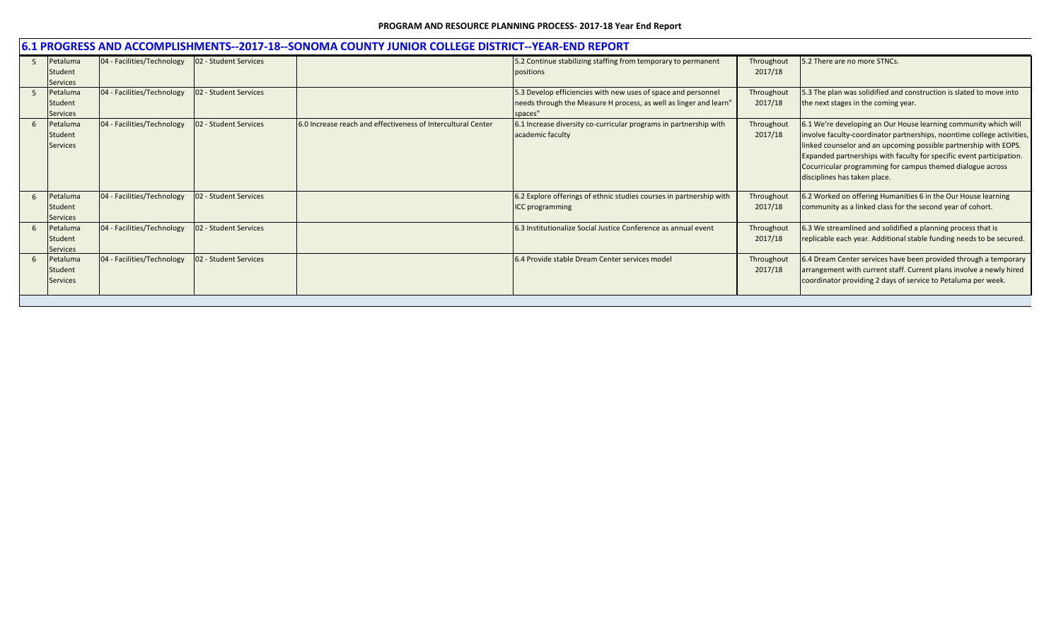## 6.1 PROGRESS AND ACCOMPLISHMENTS--2017-18--SONOMA COUNTY JUNIOR COLLEGE DISTRICT--YEAR-END REPORT

| | | | | | | | |
|---|---|---|---|---|---|---|---|
| 5 | Petaluma Student Services | 04 - Facilities/Technology | 02 - Student Services | | 5.2 Continue stabilizing staffing from temporary to permanent positions | Throughout 2017/18 | 5.2 There are no more STNCs. |
| 5 | Petaluma Student Services | 04 - Facilities/Technology | 02 - Student Services | | 5.3 Develop efficiencies with new uses of space and personnel needs through the Measure H process, as well as linger and learn" spaces" | Throughout 2017/18 | 5.3 The plan was solidified and construction is slated to move into the next stages in the coming year. |
| 6 | Petaluma Student Services | 04 - Facilities/Technology | 02 - Student Services | 6.0 Increase reach and effectiveness of Intercultural Center | 6.1 Increase diversity co-curricular programs in partnership with academic faculty | Throughout 2017/18 | 6.1 We're developing an Our House learning community which will involve faculty-coordinator partnerships, noontime college activities, linked counselor and an upcoming possible partnership with EOPS. Expanded partnerships with faculty for specific event participation. Cocurricular programming for campus themed dialogue across disciplines has taken place. |
| 6 | Petaluma Student Services | 04 - Facilities/Technology | 02 - Student Services | | 6.2 Explore offerings of ethnic studies courses in partnership with ICC programming | Throughout 2017/18 | 6.2 Worked on offering Humanities 6 in the Our House learning community as a linked class for the second year of cohort. |
| 6 | Petaluma Student Services | 04 - Facilities/Technology | 02 - Student Services | | 6.3 Institutionalize Social Justice Conference as annual event | Throughout 2017/18 | 6.3 We streamlined and solidified a planning process that is replicable each year. Additional stable funding needs to be secured. |
| 6 | Petaluma Student Services | 04 - Facilities/Technology | 02 - Student Services | | 6.4 Provide stable Dream Center services model | Throughout 2017/18 | 6.4 Dream Center services have been provided through a temporary arrangement with current staff. Current plans involve a newly hired coordinator providing 2 days of service to Petaluma per week. |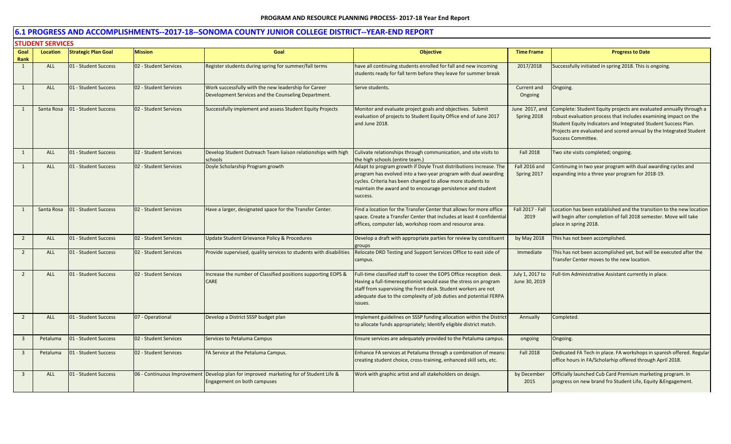## 6.1 PROGRESS AND ACCOMPLISHMENTS--2017-18--SONOMA COUNTY JUNIOR COLLEGE DISTRICT--YEAR-END REPORT

### STUDENT SERVICES

| Goal Rank | Location | Strategic Plan Goal | Mission | Goal | Objective | Time Frame | Progress to Date |
|---|---|---|---|---|---|---|---|
| 1 | ALL | 01 - Student Success | 02 - Student Services | Register students during spring for summer/fall terms | have all continuing students enrolled for fall and new incoming students ready for fall term before they leave for summer break | 2017/2018 | Successfully initiated in spring 2018. This is ongoing. |
| 1 | ALL | 01 - Student Success | 02 - Student Services | Work successfully with the new leadership for Career Development Services and the Counseling Department. | Serve students. | Current and Ongoing | Ongoing. |
| 1 | Santa Rosa | 01 - Student Success | 02 - Student Services | Successfully implement and assess Student Equity Projects | Monitor and evaluate project goals and objectives. Submit evaluation of projects to Student Equity Office end of June 2017 and June 2018. | June 2017, and Spring 2018 | Complete: Student Equity projects are evaluated annually through a robust evaluation process that includes examining impact on the Student Equity Indicators and Integrated Student Success Plan. Projects are evaluated and scored annual by the Integrated Student Success Committee. |
| 1 | ALL | 01 - Student Success | 02 - Student Services | Develop Student Outreach Team liaison relationships with high schools | Cultivate relationships through communication, and site visits to the high schools (entire team.) | Fall 2018 | Two site visits completed; ongoing. |
| 1 | ALL | 01 - Student Success | 02 - Student Services | Doyle Scholarship Program growth | Adapt to program growth if Doyle Trust distributions increase. The program has evolved into a two-year program with dual awarding cycles. Criteria has been changed to allow more students to maintain the award and to encourage persistence and student success. | Fall 2016 and Spring 2017 | Continuing in two year program with dual awarding cycles and expanding into a three year program for 2018-19. |
| 1 | Santa Rosa | 01 - Student Success | 02 - Student Services | Have a larger, designated space for the Transfer Center. | Find a location for the Transfer Center that allows for more office space. Create a Transfer Center that includes at least 4 confidential offices, computer lab, workshop room and resource area. | Fall 2017 - Fall 2019 | Location has been established and the transition to the new location will begin after completion of fall 2018 semester. Move will take place in spring 2018. |
| 2 | ALL | 01 - Student Success | 02 - Student Services | Update Student Grievance Policy & Procedures | Develop a draft with appropriate parties for review by constituent groups | by May 2018 | This has not been accomplished. |
| 2 | ALL | 01 - Student Success | 02 - Student Services | Provide supervised, quality services to students with disabilities | Relocate DRD Testing and Support Services Office to east side of campus. | Immediate | This has not been accomplished yet, but will be executed after the Transfer Center moves to the new location. |
| 2 | ALL | 01 - Student Success | 02 - Student Services | Increase the number of Classified positions supporting EOPS & CARE | Full-time classified staff to cover the EOPS Office reception desk. Having a full-timereceptionist would ease the stress on program staff from supervising the front desk. Student workers are not adequate due to the complexity of job duties and potential FERPA issues. | July 1, 2017 to June 30, 2019 | Full-tim Administrative Assistant currently in place. |
| 2 | ALL | 01 - Student Success | 07 - Operational | Develop a District SSSP budget plan | Implement guidelines on SSSP funding allocation within the District to allocate funds appropriately; Identify eligible district match. | Annually | Completed. |
| 3 | Petaluma | 01 - Student Success | 02 - Student Services | Services to Petaluma Campus | Ensure services are adequately provided to the Petaluma campus. | ongoing | Ongoing. |
| 3 | Petaluma | 01 - Student Success | 02 - Student Services | FA Service at the Petaluma Campus. | Enhance FA services at Petaluma through a combination of means: creating student choice, cross-training, enhanced skill sets, etc. | Fall 2018 | Dedicated FA Tech in place. FA workshops in spanish offered. Regular office hours in FA/Scholarhip offered through April 2018. |
| 3 | ALL | 01 - Student Success | 06 - Continuous Improvement | Develop plan for improved marketing for of Student Life & Engagement on both campuses | Work with graphic artist and all stakeholders on design. | by December 2015 | Officially launched Cub Card Premium marketing program. In progress on new brand fro Student Life, Equity &Engagement. |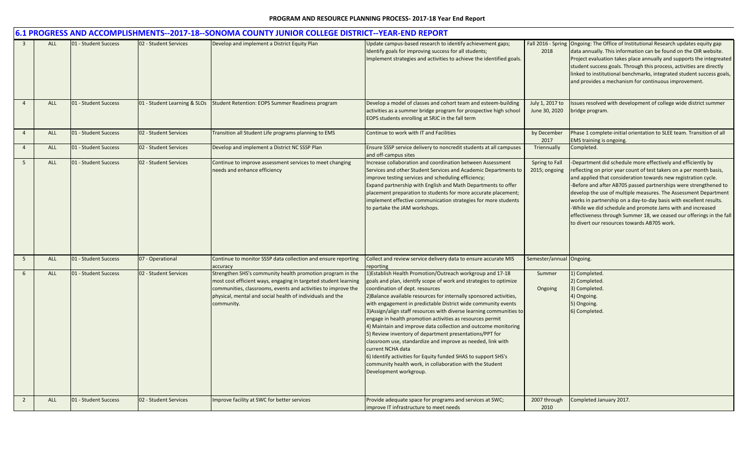# PROGRAM AND RESOURCE PLANNING PROCESS- 2017-18 Year End Report

## 6.1 PROGRESS AND ACCOMPLISHMENTS--2017-18--SONOMA COUNTY JUNIOR COLLEGE DISTRICT--YEAR-END REPORT

| | | | | | | | |
|---|---|---|---|---|---|---|---|
| 3 | ALL | 01 - Student Success | 02 - Student Services | Develop and implement a District Equity Plan | Update campus-based research to identify achievement gaps; Identify goals for improving success for all students; Implement strategies and activities to achieve the identified goals. | Fall 2016 - Spring 2018 | Ongoing: The Office of Institutional Research updates equity gap data annually. This information can be found on the OIR website. Project evaluation takes place annually and supports the integreated student success goals. Through this process, activities are directly linked to institutional benchmarks, integrated student success goals, and provides a mechanism for continuous improvement. |
| 4 | ALL | 01 - Student Success | 01 - Student Learning & SLOs | Student Retention: EOPS Summer Readiness program | Develop a model of classes and cohort team and esteem-building activities as a summer bridge program for prospective high school EOPS students enrolling at SRJC in the fall term | July 1, 2017 to June 30, 2020 | Issues resolved with development of college wide district summer bridge program. |
| 4 | ALL | 01 - Student Success | 02 - Student Services | Transition all Student Life programs planning to EMS | Continue to work with IT and Facilities | by December 2017 | Phase 1 complete-initial orientation to SLEE team. Transition of all EMS training is ongoing. |
| 4 | ALL | 01 - Student Success | 02 - Student Services | Develop and implement a District NC SSSP Plan | Ensure SSSP service delivery to noncredit students at all campuses and off-campus sites | Triennually | Completed. |
| 5 | ALL | 01 - Student Success | 02 - Student Services | Continue to improve assessment services to meet changing needs and enhance efficiency | Increase collaboration and coordination between Assessment Services and other Student Services and Academic Departments to improve testing services and scheduling efficiency; Expand partnership with English and Math Departments to offer placement preparation to students for more accurate placement; implement effective communication strategies for more students to partake the JAM workshops. | Spring to Fall 2015; ongoing | -Department did schedule more effectively and efficiently by reflecting on prior year count of test takers on a per month basis, and applied that consideration towards new registration cycle. -Before and after AB705 passed partnerships were strengthened to develop the use of multiple measures. The Assessment Department works in partnership on a day-to-day basis with excellent results. -While we did schedule and promote Jams with and increased effectiveness through Summer 18, we ceased our offerings in the fall to divert our resources towards AB705 work. |
| 5 | ALL | 01 - Student Success | 07 - Operational | Continue to monitor SSSP data collection and ensure reporting accuracy | Collect and review service delivery data to ensure accurate MIS reporting | Semester/annual | Ongoing. |
| 6 | ALL | 01 - Student Success | 02 - Student Services | Strengthen SHS's community health promotion program in the most cost efficient ways, engaging in targeted student learning communities, classrooms, events and activities to improve the physical, mental and social health of individuals and the community. | 1)Establish Health Promotion/Outreach workgroup and 17-18 goals and plan, identify scope of work and strategies to optimize coordination of dept. resources 2)Balance available resources for internally sponsored activities, with engagement in predictable District wide community events 3)Assign/align staff resources with diverse learning communities to engage in health promotion activities as resources permit 4) Maintain and improve data collection and outcome monitoring 5) Review inventory of department presentations/PPT for classroom use, standardize and improve as needed, link with current NCHA data 6) Identify activities for Equity funded SHAS to support SHS's community health work, in collaboration with the Student Development workgroup. | Summer Ongoing | 1) Completed. 2) Completed. 3) Completed. 4) Ongoing. 5) Ongoing. 6) Completed. |
| 2 | ALL | 01 - Student Success | 02 - Student Services | Improve facility at SWC for better services | Provide adequate space for programs and services at SWC; improve IT infrastructure to meet needs | 2007 through 2010 | Completed January 2017. |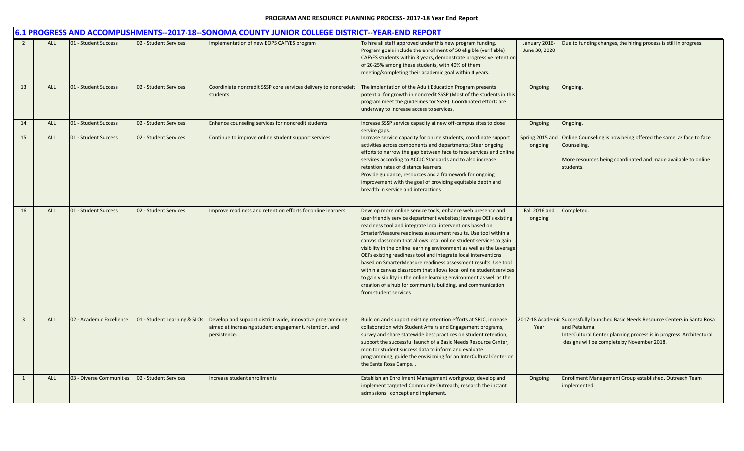## 6.1 PROGRESS AND ACCOMPLISHMENTS--2017-18--SONOMA COUNTY JUNIOR COLLEGE DISTRICT--YEAR-END REPORT

| | | | | | | | |
|---|---|---|---|---|---|---|---|
| 2 | ALL | 01 - Student Success | 02 - Student Services | Implementation of new EOPS CAFYES program | To hire all staff approved under this new program funding. Program goals include the enrollment of 50 eligible (verifiable) CAFYES students within 3 years, demonstrate progressive retention of 20-25% among these students, with 40% of them meeting/sompleting their academic goal within 4 years. | January 2016- June 30, 2020 | Due to funding changes, the hiring process is still in progress. |
| 13 | ALL | 01 - Student Success | 02 - Student Services | Coordiniate noncredit SSSP core services delivery to noncredeit students | The implentation of the Adult Education Program presents potential for growth in noncredit SSSP (Most of the students in this program meet the guidelines for SSSP). Coordinated efforts are underway to increase access to services. | Ongoing | Ongoing. |
| 14 | ALL | 01 - Student Success | 02 - Student Services | Enhance counseling services for noncredit students | Increase SSSP service capacity at new off-campus sites to close service gaps. | Ongoing | Ongoing. |
| 15 | ALL | 01 - Student Success | 02 - Student Services | Continue to improve online student support services. | Increase service capacity for online students; coordinate support activities across components and departments; Steer ongoing efforts to narrow the gap between face to face services and online services according to ACCJC Standards and to also increase retention rates of distance learners.<br>Provide guidance, resources and a framework for ongoing improvement with the goal of providing equitable depth and breadth in service and interactions | Spring 2015 and ongoing | Online Counseling is now being offered the same as face to face Counseling.<br><br>More resources being coordinated and made available to online students. |
| 16 | ALL | 01 - Student Success | 02 - Student Services | Improve readiness and retention efforts for online learners | Develop more online service tools; enhance web presence and user-friendly service department websites; leverage OEI's existing readiness tool and integrate local interventions based on SmarterMeasure readiness assessment results. Use tool within a canvas classroom that allows local online student services to gain visibility in the online learning environment as well as the Leverage OEI's existing readiness tool and integrate local interventions based on SmarterMeasure readiness assessment results. Use tool within a canvas classroom that allows local online student services to gain visibility in the online learning environment as well as the creation of a hub for community building, and communication from student services | Fall 2016 and ongoing | Completed. |
| 3 | ALL | 02 - Academic Excellence | 01 - Student Learning & SLOs | Develop and support district-wide, innovative programming aimed at increasing student engagement, retention, and persistence. | Build on and support existing retention efforts at SRJC, increase collaboration with Student Affairs and Engagement programs, survey and share statewide best practices on student retention, support the successful launch of a Basic Needs Resource Center, monitor student success data to inform and evaluate programming, guide the envisioning for an InterCultural Center on the Santa Rosa Camps. . | 2017-18 Academic Year | Successfully launched Basic Needs Resource Centers in Santa Rosa and Petaluma.<br>InterCultural Center planning process is in progress. Architectural designs will be complete by November 2018. |
| 1 | ALL | 03 - Diverse Communities | 02 - Student Services | Increase student enrollments | Establish an Enrollment Management workgroup; develop and implement targeted Community Outreach; research the instant admissions" concept and implement." | Ongoing | Enrollment Management Group established. Outreach Team implemented. |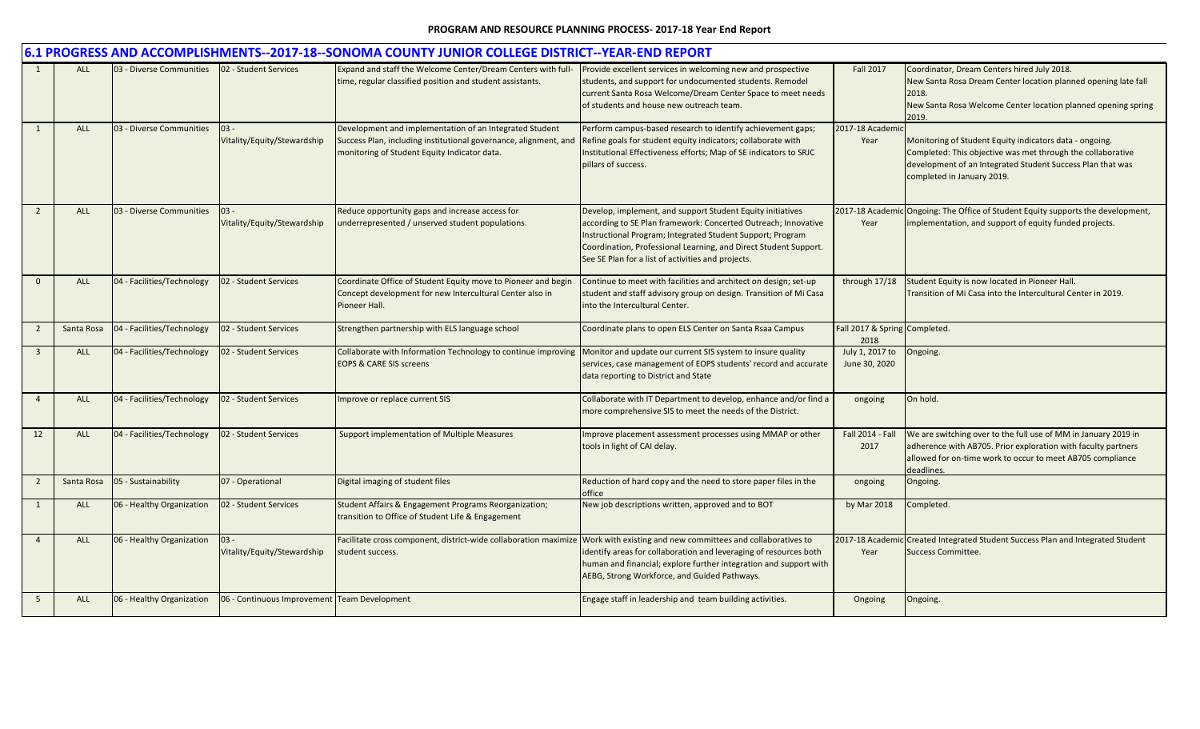## 6.1 PROGRESS AND ACCOMPLISHMENTS--2017-18--SONOMA COUNTY JUNIOR COLLEGE DISTRICT--YEAR-END REPORT

| | | | | | | | |
|---|---|---|---|---|---|---|---|
| 1 | ALL | 03 - Diverse Communities | 02 - Student Services | Expand and staff the Welcome Center/Dream Centers with full-time, regular classified position and student assistants. | Provide excellent services in welcoming new and prospective students, and support for undocumented students. Remodel current Santa Rosa Welcome/Dream Center Space to meet needs of students and house new outreach team. | Fall 2017 | Coordinator, Dream Centers hired July 2018.<br>New Santa Rosa Dream Center location planned opening late fall 2018.<br>New Santa Rosa Welcome Center location planned opening spring 2019. |
| 1 | ALL | 03 - Diverse Communities | 03 - Vitality/Equity/Stewardship | Development and implementation of an Integrated Student Success Plan, including institutional governance, alignment, and monitoring of Student Equity Indicator data. | Perform campus-based research to identify achievement gaps; Refine goals for student equity indicators; collaborate with Institutional Effectiveness efforts; Map of SE indicators to SRJC pillars of success. | 2017-18 Academic Year | Monitoring of Student Equity indicators data - ongoing.<br>Completed: This objective was met through the collaborative development of an Integrated Student Success Plan that was completed in January 2019. |
| 2 | ALL | 03 - Diverse Communities | 03 - Vitality/Equity/Stewardship | Reduce opportunity gaps and increase access for underrepresented / unserved student populations. | Develop, implement, and support Student Equity initiatives according to SE Plan framework: Concerted Outreach; Innovative Instructional Program; Integrated Student Support; Program Coordination, Professional Learning, and Direct Student Support. See SE Plan for a list of activities and projects. | 2017-18 Academic Year | Ongoing: The Office of Student Equity supports the development, implementation, and support of equity funded projects. |
| 0 | ALL | 04 - Facilities/Technology | 02 - Student Services | Coordinate Office of Student Equity move to Pioneer and begin Concept development for new Intercultural Center also in Pioneer Hall. | Continue to meet with facilities and architect on design; set-up student and staff advisory group on design. Transition of Mi Casa into the Intercultural Center. | through 17/18 | Student Equity is now located in Pioneer Hall.<br>Transition of Mi Casa into the Intercultural Center in 2019. |
| 2 | Santa Rosa | 04 - Facilities/Technology | 02 - Student Services | Strengthen partnership with ELS language school | Coordinate plans to open ELS Center on Santa Rsaa Campus | Fall 2017 & Spring 2018 | Completed. |
| 3 | ALL | 04 - Facilities/Technology | 02 - Student Services | Collaborate with Information Technology to continue improving EOPS & CARE SIS screens | Monitor and update our current SIS system to insure quality services, case management of EOPS students' record and accurate data reporting to District and State | July 1, 2017 to June 30, 2020 | Ongoing. |
| 4 | ALL | 04 - Facilities/Technology | 02 - Student Services | Improve or replace current SIS | Collaborate with IT Department to develop, enhance and/or find a more comprehensive SIS to meet the needs of the District. | ongoing | On hold. |
| 12 | ALL | 04 - Facilities/Technology | 02 - Student Services | Support implementation of Multiple Measures | Improve placement assessment processes using MMAP or other tools in light of CAI delay. | Fall 2014 - Fall 2017 | We are switching over to the full use of MM in January 2019 in adherence with AB705. Prior exploration with faculty partners allowed for on-time work to occur to meet AB705 compliance deadlines. |
| 2 | Santa Rosa | 05 - Sustainability | 07 - Operational | Digital imaging of student files | Reduction of hard copy and the need to store paper files in the office | ongoing | Ongoing. |
| 1 | ALL | 06 - Healthy Organization | 02 - Student Services | Student Affairs & Engagement Programs Reorganization; transition to Office of Student Life & Engagement | New job descriptions written, approved and to BOT | by Mar 2018 | Completed. |
| 4 | ALL | 06 - Healthy Organization | 03 - Vitality/Equity/Stewardship | Facilitate cross component, district-wide collaboration maximize student success. | Work with existing and new committees and collaboratives to identify areas for collaboration and leveraging of resources both human and financial; explore further integration and support with AEBG, Strong Workforce, and Guided Pathways. | 2017-18 Academic Year | Created Integrated Student Success Plan and Integrated Student Success Committee. |
| 5 | ALL | 06 - Healthy Organization | 06 - Continuous Improvement | Team Development | Engage staff in leadership and team building activities. | Ongoing | Ongoing. |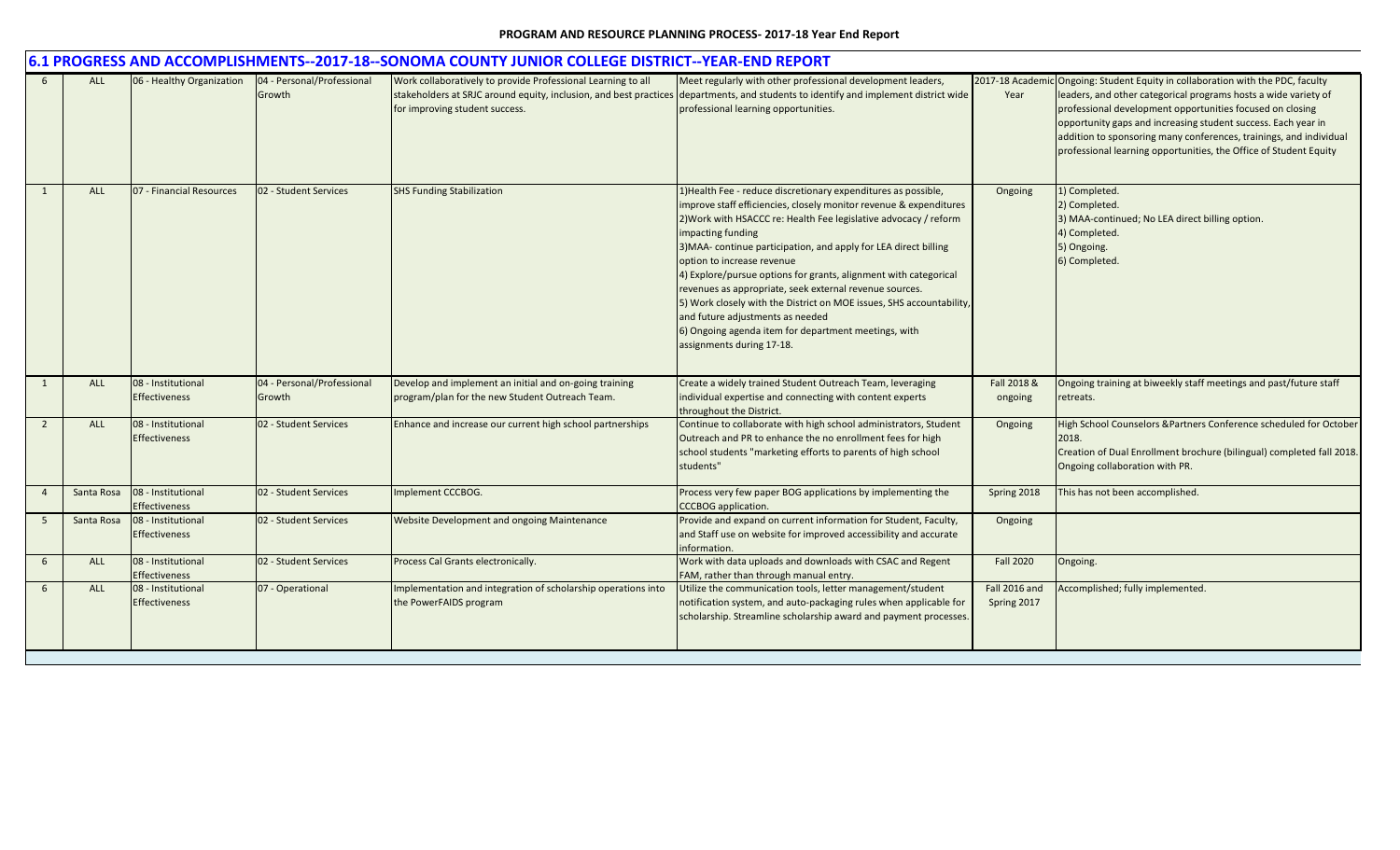## 6.1 PROGRESS AND ACCOMPLISHMENTS--2017-18--SONOMA COUNTY JUNIOR COLLEGE DISTRICT--YEAR-END REPORT

| | | | | | | | |
|---|---|---|---|---|---|---|---|
| 6 | ALL | 06 - Healthy Organization | 04 - Personal/Professional Growth | Work collaboratively to provide Professional Learning to all stakeholders at SRJC around equity, inclusion, and best practices for improving student success. | Meet regularly with other professional development leaders, departments, and students to identify and implement district wide professional learning opportunities. | 2017-18 Academic Year | Ongoing: Student Equity in collaboration with the PDC, faculty leaders, and other categorical programs hosts a wide variety of professional development opportunities focused on closing opportunity gaps and increasing student success. Each year in addition to sponsoring many conferences, trainings, and individual professional learning opportunities, the Office of Student Equity |
| 1 | ALL | 07 - Financial Resources | 02 - Student Services | SHS Funding Stabilization | 1)Health Fee - reduce discretionary expenditures as possible, improve staff efficiencies, closely monitor revenue & expenditures 2)Work with HSACCC re: Health Fee legislative advocacy / reform impacting funding 3)MAA- continue participation, and apply for LEA direct billing option to increase revenue 4) Explore/pursue options for grants, alignment with categorical revenues as appropriate, seek external revenue sources. 5) Work closely with the District on MOE issues, SHS accountability, and future adjustments as needed 6) Ongoing agenda item for department meetings, with assignments during 17-18. | Ongoing | 1) Completed. 2) Completed. 3) MAA-continued; No LEA direct billing option. 4) Completed. 5) Ongoing. 6) Completed. |
| 1 | ALL | 08 - Institutional Effectiveness | 04 - Personal/Professional Growth | Develop and implement an initial and on-going training program/plan for the new Student Outreach Team. | Create a widely trained Student Outreach Team, leveraging individual expertise and connecting with content experts throughout the District. | Fall 2018 & ongoing | Ongoing training at biweekly staff meetings and past/future staff retreats. |
| 2 | ALL | 08 - Institutional Effectiveness | 02 - Student Services | Enhance and increase our current high school partnerships | Continue to collaborate with high school administrators, Student Outreach and PR to enhance the no enrollment fees for high school students "marketing efforts to parents of high school students" | Ongoing | High School Counselors &Partners Conference scheduled for October 2018. Creation of Dual Enrollment brochure (bilingual) completed fall 2018. Ongoing collaboration with PR. |
| 4 | Santa Rosa | 08 - Institutional Effectiveness | 02 - Student Services | Implement CCCBOG. | Process very few paper BOG applications by implementing the CCCBOG application. | Spring 2018 | This has not been accomplished. |
| 5 | Santa Rosa | 08 - Institutional Effectiveness | 02 - Student Services | Website Development and ongoing Maintenance | Provide and expand on current information for Student, Faculty, and Staff use on website for improved accessibility and accurate information. | Ongoing | |
| 6 | ALL | 08 - Institutional Effectiveness | 02 - Student Services | Process Cal Grants electronically. | Work with data uploads and downloads with CSAC and Regent FAM, rather than through manual entry. | Fall 2020 | Ongoing. |
| 6 | ALL | 08 - Institutional Effectiveness | 07 - Operational | Implementation and integration of scholarship operations into the PowerFAIDS program | Utilize the communication tools, letter management/student notification system, and auto-packaging rules when applicable for scholarship. Streamline scholarship award and payment processes. | Fall 2016 and Spring 2017 | Accomplished; fully implemented. |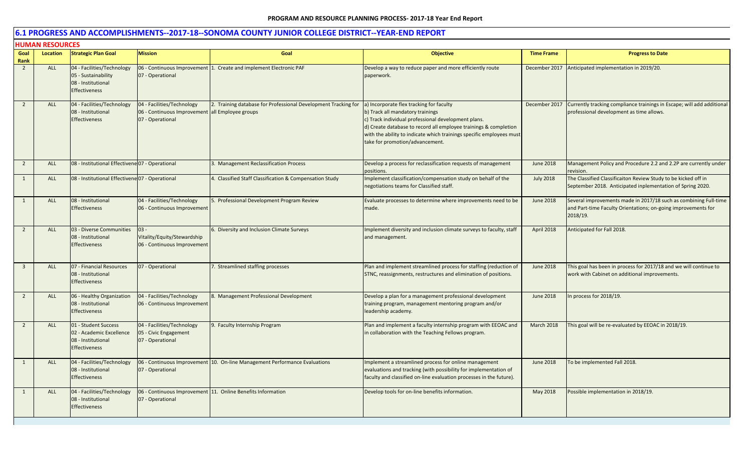## 6.1 PROGRESS AND ACCOMPLISHMENTS--2017-18--SONOMA COUNTY JUNIOR COLLEGE DISTRICT--YEAR-END REPORT

### HUMAN RESOURCES

| Goal Rank | Location | Strategic Plan Goal | Mission | Goal | Objective | Time Frame | Progress to Date |
|---|---|---|---|---|---|---|---|
| 2 | ALL | 04 - Facilities/Technology<br>05 - Sustainability<br>08 - Institutional Effectiveness | 06 - Continuous Improvement<br>07 - Operational | 1. Create and implement Electronic PAF | Develop a way to reduce paper and more efficiently route paperwork. | December 2017 | Anticipated implementation in 2019/20. |
| 2 | ALL | 04 - Facilities/Technology<br>08 - Institutional Effectiveness | 04 - Facilities/Technology<br>06 - Continuous Improvement<br>07 - Operational | 2. Training database for Professional Development Tracking for all Employee groups | a) Incorporate flex tracking for faculty<br>b) Track all mandatory trainings<br>c) Track individual professional development plans.<br>d) Create database to record all employee trainings & completion with the ability to indicate which trainings specific employees must take for promotion/advancement. | December 2017 | Currently tracking compliance trainings in Escape; will add additional professional development as time allows. |
| 2 | ALL | 08 - Institutional Effectiveness | 07 - Operational | 3. Management Reclassification Process | Develop a process for reclassification requests of management positions. | June 2018 | Management Policy and Procedure 2.2 and 2.2P are currently under revision. |
| 1 | ALL | 08 - Institutional Effectiveness | 07 - Operational | 4. Classified Staff Classification & Compensation Study | Implement classification/compensation study on behalf of the negotiations teams for Classified staff. | July 2018 | The Classified Classificaiton Review Study to be kicked off in September 2018. Anticipated inplementation of Spring 2020. |
| 1 | ALL | 08 - Institutional Effectiveness | 04 - Facilities/Technology<br>06 - Continuous Improvement | 5. Professional Development Program Review | Evaluate processes to determine where improvements need to be made. | June 2018 | Several improvements made in 2017/18 such as combining Full-time and Part-time Faculty Orientations; on-going improvements for 2018/19. |
| 2 | ALL | 03 - Diverse Communities<br>08 - Institutional Effectiveness | 03 - Vitality/Equity/Stewardship<br>06 - Continuous Improvement | 6. Diversity and Inclusion Climate Surveys | Implement diversity and inclusion climate surveys to faculty, staff and management. | April 2018 | Anticipated for Fall 2018. |
| 3 | ALL | 07 - Financial Resources<br>08 - Institutional Effectiveness | 07 - Operational | 7. Streamlined staffing processes | Plan and implement streamlined process for staffing (reduction of STNC, reassignments, restructures and elimination of positions. | June 2018 | This goal has been in process for 2017/18 and we will continue to work with Cabinet on additional improvements. |
| 2 | ALL | 06 - Healthy Organization<br>08 - Institutional Effectiveness | 04 - Facilities/Technology<br>06 - Continuous Improvement | 8. Management Professional Development | Develop a plan for a management professional development training program, management mentoring program and/or leadership academy. | June 2018 | In process for 2018/19. |
| 2 | ALL | 01 - Student Success<br>02 - Academic Excellence<br>08 - Institutional Effectiveness | 04 - Facilities/Technology<br>05 - Civic Engagement<br>07 - Operational | 9. Faculty Internship Program | Plan and implement a faculty internship program with EEOAC and in collaboration with the Teaching Fellows program. | March 2018 | This goal will be re-evaluated by EEOAC in 2018/19. |
| 1 | ALL | 04 - Facilities/Technology<br>08 - Institutional Effectiveness | 06 - Continuous Improvement<br>07 - Operational | 10. On-line Management Performance Evaluations | Implement a streamlined process for online management evaluations and tracking (with possibility for implementation of faculty and classified on-line evaluation processes in the future). | June 2018 | To be implemented Fall 2018. |
| 1 | ALL | 04 - Facilities/Technology<br>08 - Institutional Effectiveness | 06 - Continuous Improvement<br>07 - Operational | 11. Online Benefits Information | Develop tools for on-line benefits information. | May 2018 | Possible implementation in 2018/19. |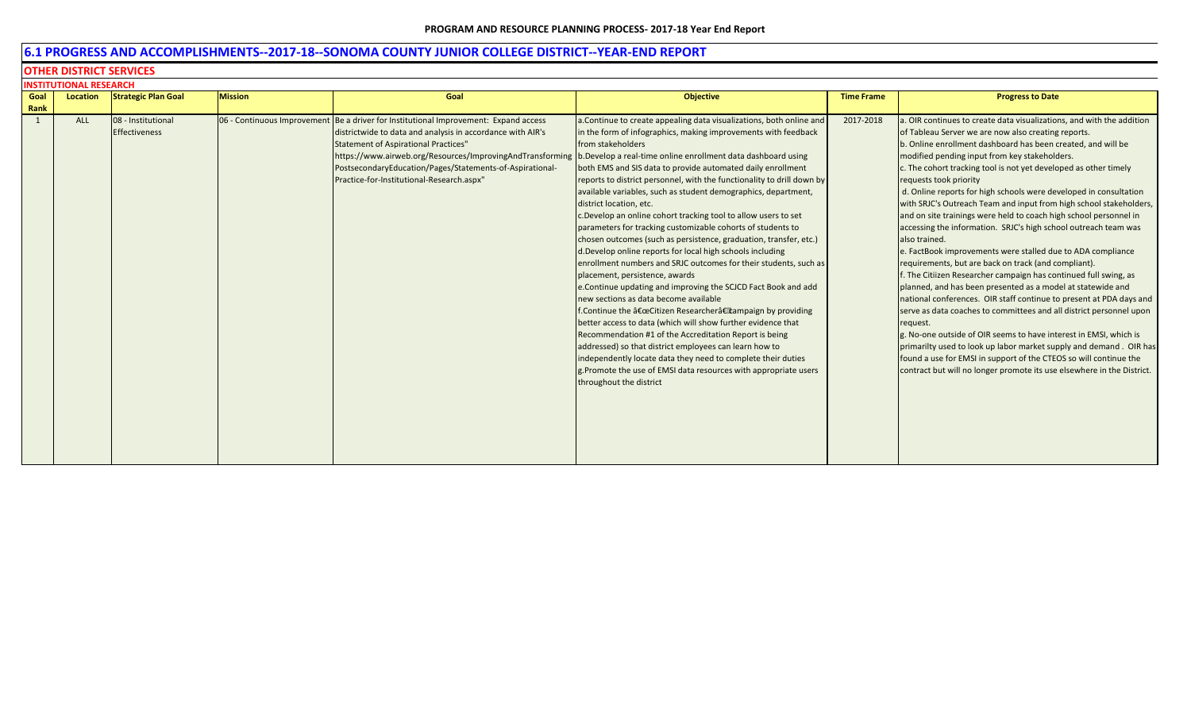**PROGRAM AND RESOURCE PLANNING PROCESS- 2017-18 Year End Report**

# 6.1 PROGRESS AND ACCOMPLISHMENTS--2017-18--SONOMA COUNTY JUNIOR COLLEGE DISTRICT--YEAR-END REPORT

## OTHER DISTRICT SERVICES

### INSTITUTIONAL RESEARCH

| Goal Rank | Location | Strategic Plan Goal | Mission | Goal | Objective | Time Frame | Progress to Date |
|---|---|---|---|---|---|---|---|
| 1 | ALL | 08 - Institutional Effectiveness | 06 - Continuous Improvement | Be a driver for Institutional Improvement: Expand access districtwide to data and analysis in accordance with AIR's Statement of Aspirational Practices" https://www.airweb.org/Resources/ImprovingAndTransforming PostsecondaryEducation/Pages/Statements-of-Aspirational-Practice-for-Institutional-Research.aspx" | a.Continue to create appealing data visualizations, both online and in the form of infographics, making improvements with feedback from stakeholders<br>b.Develop a real-time online enrollment data dashboard using both EMS and SIS data to provide automated daily enrollment reports to district personnel, with the functionality to drill down by available variables, such as student demographics, department, district location, etc.<br>c.Develop an online cohort tracking tool to allow users to set parameters for tracking customizable cohorts of students to chosen outcomes (such as persistence, graduation, transfer, etc.)<br>d.Develop online reports for local high schools including enrollment numbers and SRJC outcomes for their students, such as placement, persistence, awards<br>e.Continue updating and improving the SCJCD Fact Book and add new sections as data become available<br>f.Continue the â€œCitizen Researcherâ€campaign by providing better access to data (which will show further evidence that Recommendation #1 of the Accreditation Report is being addressed) so that district employees can learn how to independently locate data they need to complete their duties<br>g.Promote the use of EMSI data resources with appropriate users throughout the district | 2017-2018 | a. OIR continues to create data visualizations, and with the addition of Tableau Server we are now also creating reports.<br>b. Online enrollment dashboard has been created, and will be modified pending input from key stakeholders.<br>c. The cohort tracking tool is not yet developed as other timely requests took priority<br>d. Online reports for high schools were developed in consultation with SRJC's Outreach Team and input from high school stakeholders, and on site trainings were held to coach high school personnel in accessing the information. SRJC's high school outreach team was also trained.<br>e. FactBook improvements were stalled due to ADA compliance requirements, but are back on track (and compliant).<br>f. The Citiizen Researcher campaign has continued full swing, as planned, and has been presented as a model at statewide and national conferences. OIR staff continue to present at PDA days and serve as data coaches to committees and all district personnel upon request.<br>g. No-one outside of OIR seems to have interest in EMSI, which is primarilty used to look up labor market supply and demand . OIR has found a use for EMSI in support of the CTEOS so will continue the contract but will no longer promote its use elsewhere in the District. |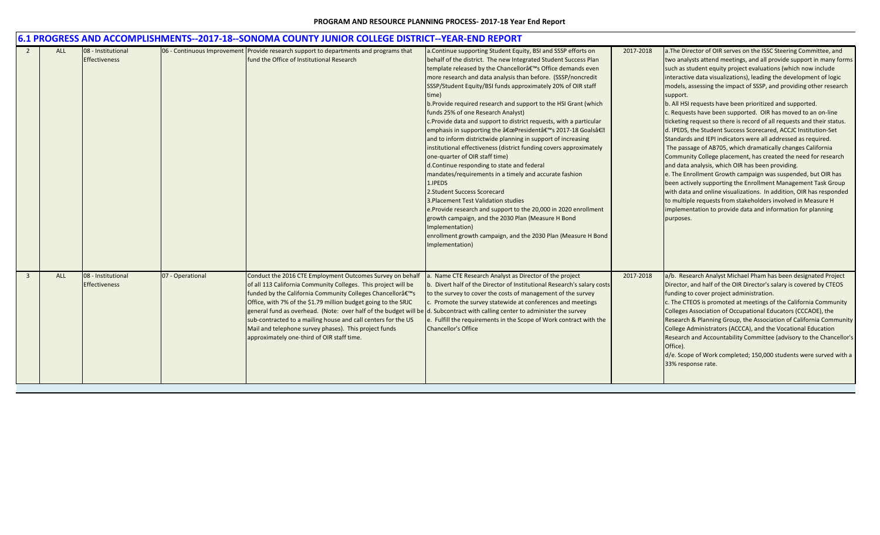**PROGRAM AND RESOURCE PLANNING PROCESS- 2017-18 Year End Report**

## 6.1 PROGRESS AND ACCOMPLISHMENTS--2017-18--SONOMA COUNTY JUNIOR COLLEGE DISTRICT--YEAR-END REPORT

| | | | | | | | |
|---|---|---|---|---|---|---|---|
| 2 | ALL | 08 - Institutional Effectiveness | 06 - Continuous Improvement | Provide research support to departments and programs that fund the Office of Institutional Research | a.Continue supporting Student Equity, BSI and SSSP efforts on behalf of the district. The new Integrated Student Success Plan template released by the Chancellorâ€™s Office demands even more research and data analysis than before. (SSSP/noncredit SSSP/Student Equity/BSI funds approximately 20% of OIR staff time)<br>b.Provide required research and support to the HSI Grant (which funds 25% of one Research Analyst)<br>c.Provide data and support to district requests, with a particular emphasis in supporting the â€œPresidentâ€™s 2017-18 Goalsâ€ and to inform districtwide planning in support of increasing institutional effectiveness (district funding covers approximately one-quarter of OIR staff time)<br>d.Continue responding to state and federal mandates/requirements in a timely and accurate fashion<br>1.IPEDS<br>2.Student Success Scorecard<br>3.Placement Test Validation studies<br>e.Provide research and support to the 20,000 in 2020 enrollment growth campaign, and the 2030 Plan (Measure H Bond Implementation)<br>enrollment growth campaign, and the 2030 Plan (Measure H Bond Implementation) | 2017-2018 | a.The Director of OIR serves on the ISSC Steering Committee, and two analysts attend meetings, and all provide support in many forms such as student equity project evaluations (which now include interactive data visualizations), leading the development of logic models, assessing the impact of SSSP, and providing other research support.<br>b. All HSI requests have been prioritized and supported.<br>c. Requests have been supported. OIR has moved to an on-line ticketing request so there is record of all requests and their status.<br>d. IPEDS, the Student Success Scorecared, ACCJC Institution-Set Standards and IEPI indicators were all addressed as required. The passage of AB705, which dramatically changes California Community College placement, has created the need for research and data analysis, which OIR has been providing.<br>e. The Enrollment Growth campaign was suspended, but OIR has been actively supporting the Enrollment Management Task Group with data and online visualizations. In addition, OIR has responded to multiple requests from stakeholders involved in Measure H implementation to provide data and information for planning purposes. |
| 3 | ALL | 08 - Institutional Effectiveness | 07 - Operational | Conduct the 2016 CTE Employment Outcomes Survey on behalf of all 113 California Community Colleges. This project will be funded by the California Community Colleges Chancellorâ€™s Office, with 7% of the \$1.79 million budget going to the SRJC general fund as overhead. (Note: over half of the budget will be sub-contracted to a mailing house and call centers for the US Mail and telephone survey phases). This project funds approximately one-third of OIR staff time. | a. Name CTE Research Analyst as Director of the project<br>b. Divert half of the Director of Institutional Research's salary costs to the survey to cover the costs of management of the survey<br>c. Promote the survey statewide at conferences and meetings<br>d. Subcontract with calling center to administer the survey<br>e. Fulfill the requirements in the Scope of Work contract with the Chancellor's Office | 2017-2018 | a/b. Research Analyst Michael Pham has been designated Project Director, and half of the OIR Director's salary is covered by CTEOS funding to cover project administration.<br>c. The CTEOS is promoted at meetings of the California Community Colleges Association of Occupational Educators (CCCAOE), the Research & Planning Group, the Association of California Community College Administrators (ACCCA), and the Vocational Education Research and Accountability Committee (advisory to the Chancellor's Office).<br>d/e. Scope of Work completed; 150,000 students were surved with a 33% response rate. |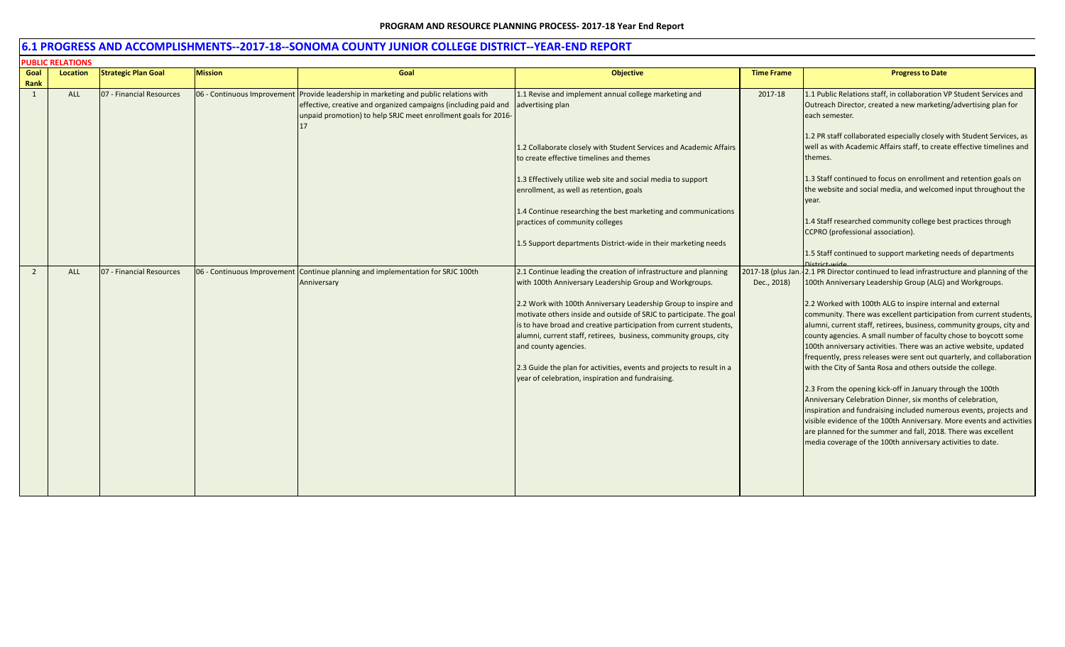## 6.1 PROGRESS AND ACCOMPLISHMENTS--2017-18--SONOMA COUNTY JUNIOR COLLEGE DISTRICT--YEAR-END REPORT

**PUBLIC RELATIONS**

| Goal Rank | Location | Strategic Plan Goal | Mission | Goal | Objective | Time Frame | Progress to Date |
|---|---|---|---|---|---|---|---|
| 1 | ALL | 07 - Financial Resources | 06 - Continuous Improvement | Provide leadership in marketing and public relations with effective, creative and organized campaigns (including paid and unpaid promotion) to help SRJC meet enrollment goals for 2016-17 | 1.1 Revise and implement annual college marketing and advertising plan<br><br>1.2 Collaborate closely with Student Services and Academic Affairs to create effective timelines and themes<br><br>1.3 Effectively utilize web site and social media to support enrollment, as well as retention, goals<br><br>1.4 Continue researching the best marketing and communications practices of community colleges<br><br>1.5 Support departments District-wide in their marketing needs | 2017-18 | 1.1 Public Relations staff, in collaboration VP Student Services and Outreach Director, created a new marketing/advertising plan for each semester.<br><br>1.2 PR staff collaborated especially closely with Student Services, as well as with Academic Affairs staff, to create effective timelines and themes.<br><br>1.3 Staff continued to focus on enrollment and retention goals on the website and social media, and welcomed input throughout the year.<br><br>1.4 Staff researched community college best practices through CCPRO (professional association).<br><br>1.5 Staff continued to support marketing needs of departments District-wide |
| 2 | ALL | 07 - Financial Resources | 06 - Continuous Improvement | Continue planning and implementation for SRJC 100th Anniversary | 2.1 Continue leading the creation of infrastructure and planning with 100th Anniversary Leadership Group and Workgroups.<br><br>2.2 Work with 100th Anniversary Leadership Group to inspire and motivate others inside and outside of SRJC to participate. The goal is to have broad and creative participation from current students, alumni, current staff, retirees, business, community groups, city and county agencies.<br><br>2.3 Guide the plan for activities, events and projects to result in a year of celebration, inspiration and fundraising. | 2017-18 (plus Jan.-Dec., 2018) | 2.1 PR Director continued to lead infrastructure and planning of the 100th Anniversary Leadership Group (ALG) and Workgroups.<br><br>2.2 Worked with 100th ALG to inspire internal and external community. There was excellent participation from current students, alumni, current staff, retirees, business, community groups, city and county agencies. A small number of faculty chose to boycott some 100th anniversary activities. There was an active website, updated frequently, press releases were sent out quarterly, and collaboration with the City of Santa Rosa and others outside the college.<br><br>2.3 From the opening kick-off in January through the 100th Anniversary Celebration Dinner, six months of celebration, inspiration and fundraising included numerous events, projects and visible evidence of the 100th Anniversary. More events and activities are planned for the summer and fall, 2018. There was excellent media coverage of the 100th anniversary activities to date. |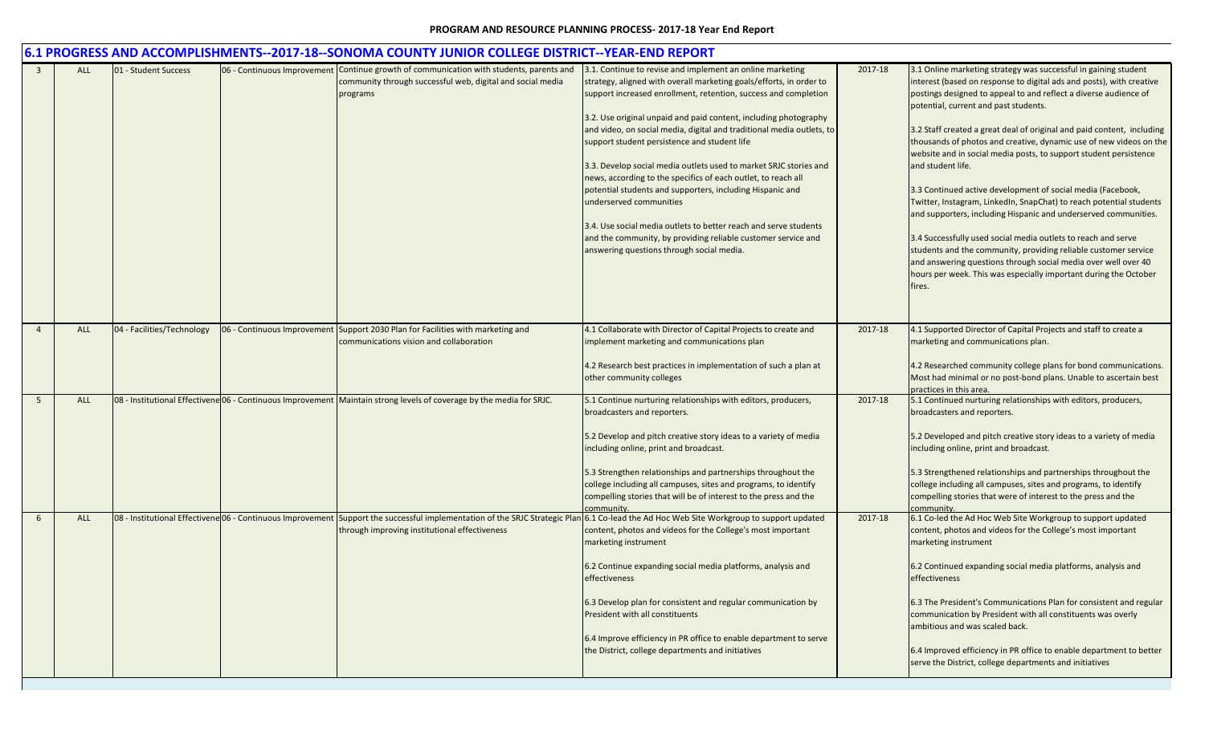**PROGRAM AND RESOURCE PLANNING PROCESS- 2017-18 Year End Report**

## 6.1 PROGRESS AND ACCOMPLISHMENTS--2017-18--SONOMA COUNTY JUNIOR COLLEGE DISTRICT--YEAR-END REPORT

| | | | | | | | |
|---|---|---|---|---|---|---|---|
| 3 | ALL | 01 - Student Success | 06 - Continuous Improvement | Continue growth of communication with students, parents and community through successful web, digital and social media programs | 3.1. Continue to revise and implement an online marketing strategy, aligned with overall marketing goals/efforts, in order to support increased enrollment, retention, success and completion<br><br>3.2. Use original unpaid and paid content, including photography and video, on social media, digital and traditional media outlets, to support student persistence and student life<br><br>3.3. Develop social media outlets used to market SRJC stories and news, according to the specifics of each outlet, to reach all potential students and supporters, including Hispanic and underserved communities<br><br>3.4. Use social media outlets to better reach and serve students and the community, by providing reliable customer service and answering questions through social media. | 2017-18 | 3.1 Online marketing strategy was successful in gaining student interest (based on response to digital ads and posts), with creative postings designed to appeal to and reflect a diverse audience of potential, current and past students.<br><br>3.2 Staff created a great deal of original and paid content, including thousands of photos and creative, dynamic use of new videos on the website and in social media posts, to support student persistence and student life.<br><br>3.3 Continued active development of social media (Facebook, Twitter, Instagram, LinkedIn, SnapChat) to reach potential students and supporters, including Hispanic and underserved communities.<br><br>3.4 Successfully used social media outlets to reach and serve students and the community, providing reliable customer service and answering questions through social media over well over 40 hours per week. This was especially important during the October fires. |
| 4 | ALL | 04 - Facilities/Technology | 06 - Continuous Improvement | Support 2030 Plan for Facilities with marketing and communications vision and collaboration | 4.1 Collaborate with Director of Capital Projects to create and implement marketing and communications plan<br><br>4.2 Research best practices in implementation of such a plan at other community colleges | 2017-18 | 4.1 Supported Director of Capital Projects and staff to create a marketing and communications plan.<br><br>4.2 Researched community college plans for bond communications. Most had minimal or no post-bond plans. Unable to ascertain best practices in this area. |
| 5 | ALL | 08 - Institutional Effectiveness | 06 - Continuous Improvement | Maintain strong levels of coverage by the media for SRJC. | 5.1 Continue nurturing relationships with editors, producers, broadcasters and reporters.<br><br>5.2 Develop and pitch creative story ideas to a variety of media including online, print and broadcast.<br><br>5.3 Strengthen relationships and partnerships throughout the college including all campuses, sites and programs, to identify compelling stories that will be of interest to the press and the community. | 2017-18 | 5.1 Continued nurturing relationships with editors, producers, broadcasters and reporters.<br><br>5.2 Developed and pitch creative story ideas to a variety of media including online, print and broadcast.<br><br>5.3 Strengthened relationships and partnerships throughout the college including all campuses, sites and programs, to identify compelling stories that were of interest to the press and the community. |
| 6 | ALL | 08 - Institutional Effectiveness | 06 - Continuous Improvement | Support the successful implementation of the SRJC Strategic Plan through improving institutional effectiveness | 6.1 Co-lead the Ad Hoc Web Site Workgroup to support updated content, photos and videos for the College's most important marketing instrument<br><br>6.2 Continue expanding social media platforms, analysis and effectiveness<br><br>6.3 Develop plan for consistent and regular communication by President with all constituents<br><br>6.4 Improve efficiency in PR office to enable department to serve the District, college departments and initiatives | 2017-18 | 6.1 Co-led the Ad Hoc Web Site Workgroup to support updated content, photos and videos for the College's most important marketing instrument<br><br>6.2 Continued expanding social media platforms, analysis and effectiveness<br><br>6.3 The President's Communications Plan for consistent and regular communication by President with all constituents was overly ambitious and was scaled back.<br><br>6.4 Improved efficiency in PR office to enable department to better serve the District, college departments and initiatives |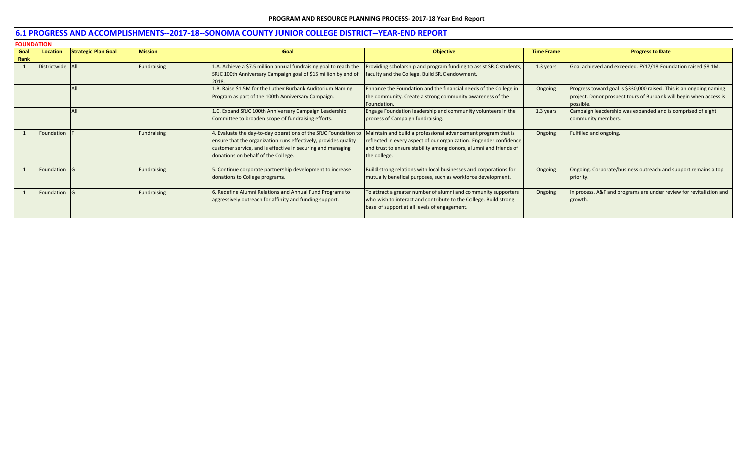## 6.1 PROGRESS AND ACCOMPLISHMENTS--2017-18--SONOMA COUNTY JUNIOR COLLEGE DISTRICT--YEAR-END REPORT

**FOUNDATION**

| Goal Rank | Location | Strategic Plan Goal | Mission | Goal | Objective | Time Frame | Progress to Date |
|---|---|---|---|---|---|---|---|
| 1 | Districtwide | All | Fundraising | 1.A. Achieve a $7.5 million annual fundraising goal to reach the SRJC 100th Anniversary Campaign goal of $15 million by end of 2018. | Providing scholarship and program funding to assist SRJC students, faculty and the College. Build SRJC endowment. | 1.3 years | Goal achieved and exceeded. FY17/18 Foundation raised $8.1M. |
| | | All | | 1.B. Raise $1.5M for the Luther Burbank Auditorium Naming Program as part of the 100th Anniversary Campaign. | Enhance the Foundation and the financial needs of the College in the community. Create a strong community awareness of the Foundation. | Ongoing | Progress toward goal is $330,000 raised. This is an ongoing naming project. Donor prospect tours of Burbank will begin when access is possible. |
| | | All | | 1.C. Expand SRJC 100th Anniversary Campaign Leadership Committee to broaden scope of fundraising efforts. | Engage Foundation leadership and community volunteers in the process of Campaign fundraising. | 1.3 years | Campaign leacdership was expanded and is comprised of eight community members. |
| 1 | Foundation | F | Fundraising | 4. Evaluate the day-to-day operations of the SRJC Foundation to ensure that the organization runs effectively, provides quality customer service, and is effective in securing and managing donations on behalf of the College. | Maintain and build a professional advancement program that is reflected in every aspect of our organization. Engender confidence and trust to ensure stability among donors, alumni and friends of the college. | Ongoing | Fulfilled and ongoing. |
| 1 | Foundation | G | Fundraising | 5. Continue corporate partnership development to increase donations to College programs. | Build strong relations with local businesses and corporations for mutually benefical purposes, such as workforce development. | Ongoing | Ongoing. Corporate/business outreach and support remains a top priority. |
| 1 | Foundation | G | Fundraising | 6. Redefine Alumni Relations and Annual Fund Programs to aggressively outreach for affinity and funding support. | To attract a greater number of alumni and community supporters who wish to interact and contribute to the College. Build strong base of support at all levels of engagement. | Ongoing | In process. A&F and programs are under review for revitaliztion and growth. |